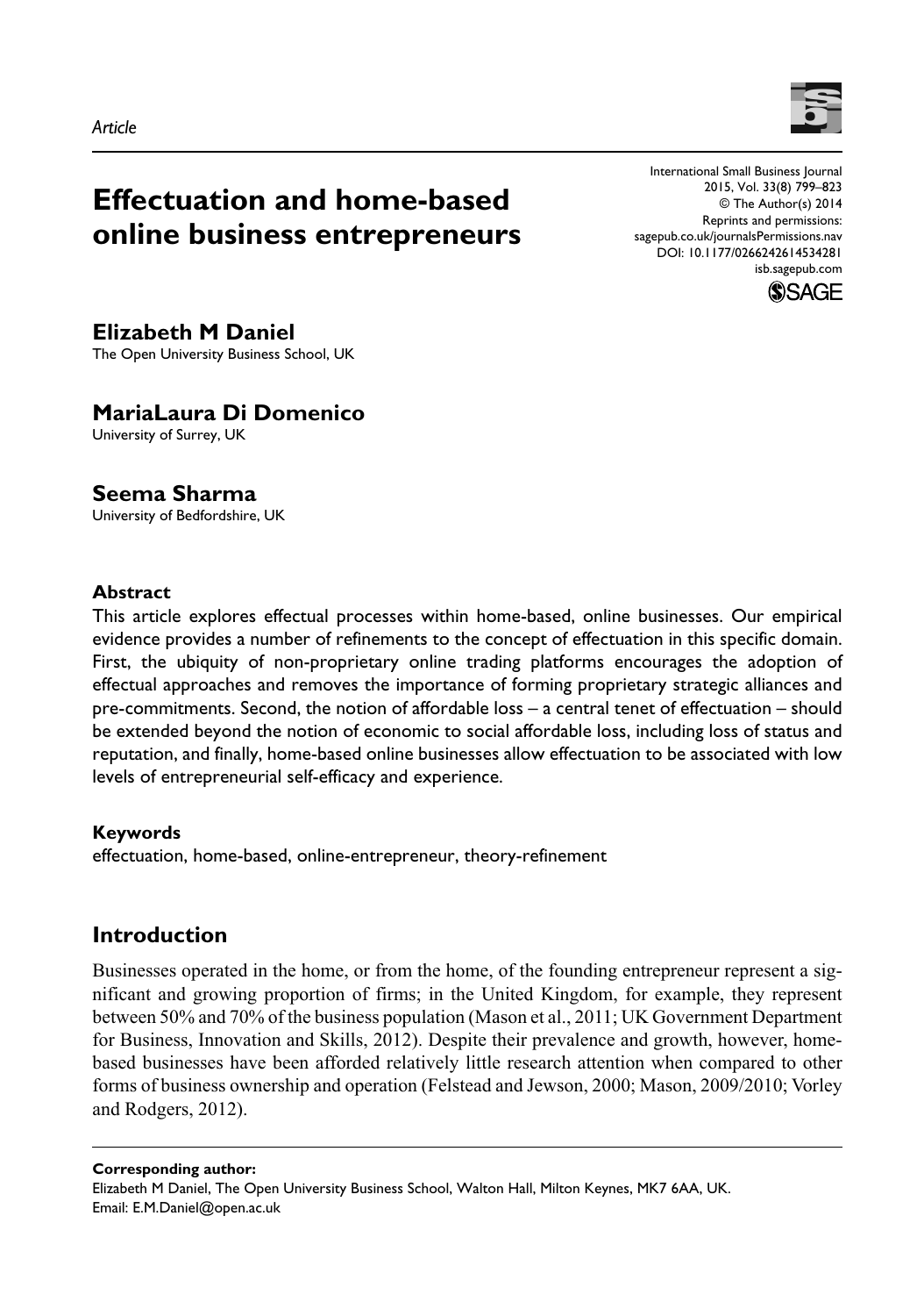*Article*

# Effectuation and home-based online business entrepreneurs

International Small Business Journal
2015, Vol. 33(8) 799–823
© The Author(s) 2014
Reprints and permissions:
sagepub.co.uk/journalsPermissions.nav
DOI: 10.1177/0266242614534281
isb.sagepub.com

**Elizabeth M Daniel**
The Open University Business School, UK

**MariaLaura Di Domenico**
University of Surrey, UK

**Seema Sharma**
University of Bedfordshire, UK

### Abstract

This article explores effectual processes within home-based, online businesses. Our empirical evidence provides a number of refinements to the concept of effectuation in this specific domain. First, the ubiquity of non-proprietary online trading platforms encourages the adoption of effectual approaches and removes the importance of forming proprietary strategic alliances and pre-commitments. Second, the notion of affordable loss – a central tenet of effectuation – should be extended beyond the notion of economic to social affordable loss, including loss of status and reputation, and finally, home-based online businesses allow effectuation to be associated with low levels of entrepreneurial self-efficacy and experience.

### Keywords

effectuation, home-based, online-entrepreneur, theory-refinement

## Introduction

Businesses operated in the home, or from the home, of the founding entrepreneur represent a significant and growing proportion of firms; in the United Kingdom, for example, they represent between 50% and 70% of the business population (Mason et al., 2011; UK Government Department for Business, Innovation and Skills, 2012). Despite their prevalence and growth, however, home-based businesses have been afforded relatively little research attention when compared to other forms of business ownership and operation (Felstead and Jewson, 2000; Mason, 2009/2010; Vorley and Rodgers, 2012).

**Corresponding author:**
Elizabeth M Daniel, The Open University Business School, Walton Hall, Milton Keynes, MK7 6AA, UK.
Email: E.M.Daniel@open.ac.uk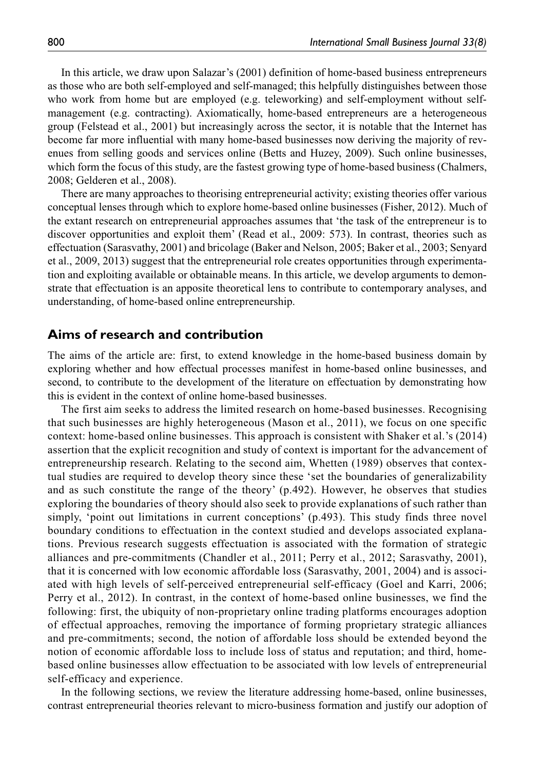In this article, we draw upon Salazar's (2001) definition of home-based business entrepreneurs as those who are both self-employed and self-managed; this helpfully distinguishes between those who work from home but are employed (e.g. teleworking) and self-employment without self-management (e.g. contracting). Axiomatically, home-based entrepreneurs are a heterogeneous group (Felstead et al., 2001) but increasingly across the sector, it is notable that the Internet has become far more influential with many home-based businesses now deriving the majority of revenues from selling goods and services online (Betts and Huzey, 2009). Such online businesses, which form the focus of this study, are the fastest growing type of home-based business (Chalmers, 2008; Gelderen et al., 2008).

There are many approaches to theorising entrepreneurial activity; existing theories offer various conceptual lenses through which to explore home-based online businesses (Fisher, 2012). Much of the extant research on entrepreneurial approaches assumes that 'the task of the entrepreneur is to discover opportunities and exploit them' (Read et al., 2009: 573). In contrast, theories such as effectuation (Sarasvathy, 2001) and bricolage (Baker and Nelson, 2005; Baker et al., 2003; Senyard et al., 2009, 2013) suggest that the entrepreneurial role creates opportunities through experimentation and exploiting available or obtainable means. In this article, we develop arguments to demonstrate that effectuation is an apposite theoretical lens to contribute to contemporary analyses, and understanding, of home-based online entrepreneurship.

## Aims of research and contribution

The aims of the article are: first, to extend knowledge in the home-based business domain by exploring whether and how effectual processes manifest in home-based online businesses, and second, to contribute to the development of the literature on effectuation by demonstrating how this is evident in the context of online home-based businesses.

The first aim seeks to address the limited research on home-based businesses. Recognising that such businesses are highly heterogeneous (Mason et al., 2011), we focus on one specific context: home-based online businesses. This approach is consistent with Shaker et al.'s (2014) assertion that the explicit recognition and study of context is important for the advancement of entrepreneurship research. Relating to the second aim, Whetten (1989) observes that contextual studies are required to develop theory since these 'set the boundaries of generalizability and as such constitute the range of the theory' (p.492). However, he observes that studies exploring the boundaries of theory should also seek to provide explanations of such rather than simply, 'point out limitations in current conceptions' (p.493). This study finds three novel boundary conditions to effectuation in the context studied and develops associated explanations. Previous research suggests effectuation is associated with the formation of strategic alliances and pre-commitments (Chandler et al., 2011; Perry et al., 2012; Sarasvathy, 2001), that it is concerned with low economic affordable loss (Sarasvathy, 2001, 2004) and is associated with high levels of self-perceived entrepreneurial self-efficacy (Goel and Karri, 2006; Perry et al., 2012). In contrast, in the context of home-based online businesses, we find the following: first, the ubiquity of non-proprietary online trading platforms encourages adoption of effectual approaches, removing the importance of forming proprietary strategic alliances and pre-commitments; second, the notion of affordable loss should be extended beyond the notion of economic affordable loss to include loss of status and reputation; and third, home-based online businesses allow effectuation to be associated with low levels of entrepreneurial self-efficacy and experience.

In the following sections, we review the literature addressing home-based, online businesses, contrast entrepreneurial theories relevant to micro-business formation and justify our adoption of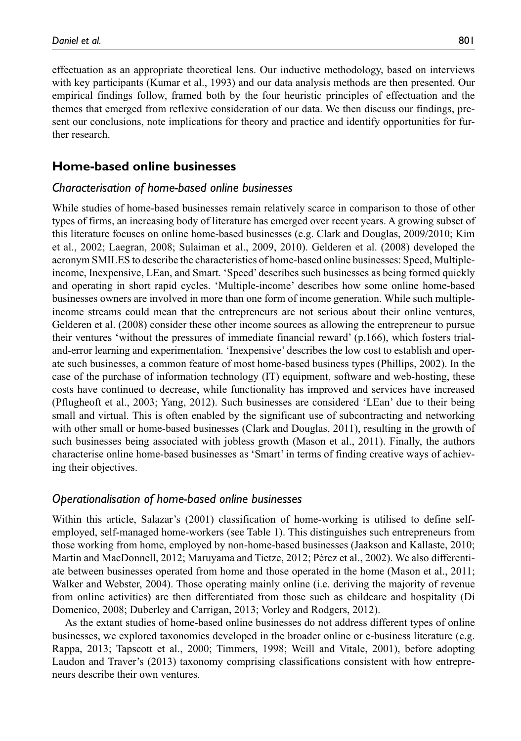effectuation as an appropriate theoretical lens. Our inductive methodology, based on interviews with key participants (Kumar et al., 1993) and our data analysis methods are then presented. Our empirical findings follow, framed both by the four heuristic principles of effectuation and the themes that emerged from reflexive consideration of our data. We then discuss our findings, present our conclusions, note implications for theory and practice and identify opportunities for further research.

## Home-based online businesses

### *Characterisation of home-based online businesses*

While studies of home-based businesses remain relatively scarce in comparison to those of other types of firms, an increasing body of literature has emerged over recent years. A growing subset of this literature focuses on online home-based businesses (e.g. Clark and Douglas, 2009/2010; Kim et al., 2002; Laegran, 2008; Sulaiman et al., 2009, 2010). Gelderen et al. (2008) developed the acronym SMILES to describe the characteristics of home-based online businesses: Speed, Multiple-income, Inexpensive, LEan, and Smart. 'Speed' describes such businesses as being formed quickly and operating in short rapid cycles. 'Multiple-income' describes how some online home-based businesses owners are involved in more than one form of income generation. While such multiple-income streams could mean that the entrepreneurs are not serious about their online ventures, Gelderen et al. (2008) consider these other income sources as allowing the entrepreneur to pursue their ventures 'without the pressures of immediate financial reward' (p.166), which fosters trial-and-error learning and experimentation. 'Inexpensive' describes the low cost to establish and operate such businesses, a common feature of most home-based business types (Phillips, 2002). In the case of the purchase of information technology (IT) equipment, software and web-hosting, these costs have continued to decrease, while functionality has improved and services have increased (Pflugheoft et al., 2003; Yang, 2012). Such businesses are considered 'LEan' due to their being small and virtual. This is often enabled by the significant use of subcontracting and networking with other small or home-based businesses (Clark and Douglas, 2011), resulting in the growth of such businesses being associated with jobless growth (Mason et al., 2011). Finally, the authors characterise online home-based businesses as 'Smart' in terms of finding creative ways of achieving their objectives.

### *Operationalisation of home-based online businesses*

Within this article, Salazar's (2001) classification of home-working is utilised to define self-employed, self-managed home-workers (see Table 1). This distinguishes such entrepreneurs from those working from home, employed by non-home-based businesses (Jaakson and Kallaste, 2010; Martin and MacDonnell, 2012; Maruyama and Tietze, 2012; Pérez et al., 2002). We also differentiate between businesses operated from home and those operated in the home (Mason et al., 2011; Walker and Webster, 2004). Those operating mainly online (i.e. deriving the majority of revenue from online activities) are then differentiated from those such as childcare and hospitality (Di Domenico, 2008; Duberley and Carrigan, 2013; Vorley and Rodgers, 2012).

As the extant studies of home-based online businesses do not address different types of online businesses, we explored taxonomies developed in the broader online or e-business literature (e.g. Rappa, 2013; Tapscott et al., 2000; Timmers, 1998; Weill and Vitale, 2001), before adopting Laudon and Traver's (2013) taxonomy comprising classifications consistent with how entrepreneurs describe their own ventures.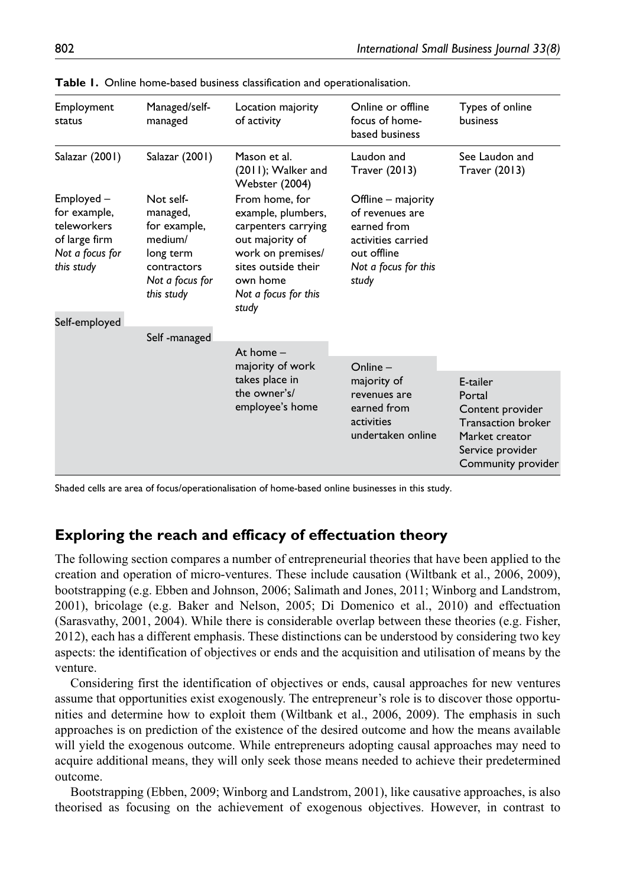**Table 1.** Online home-based business classification and operationalisation.

| Employment status | Managed/self-managed | Location majority of activity | Online or offline focus of home-based business | Types of online business |
|---|---|---|---|---|
| Salazar (2001) | Salazar (2001) | Mason et al. (2011); Walker and Webster (2004) | Laudon and Traver (2013) | See Laudon and Traver (2013) |
| Employed – for example, teleworkers of large firm *Not a focus for this study* | Not self-managed, for example, medium/long term contractors *Not a focus for this study* | From home, for example, plumbers, carpenters carrying out majority of work on premises/sites outside their own home *Not a focus for this study* | Offline – majority of revenues are earned from activities carried out offline *Not a focus for this study* | |
| Self-employed | | | | |
| | Self-managed | | | |
| | | At home – majority of work takes place in the owner's/employee's home | | |
| | | | Online – majority of revenues are earned from activities undertaken online | |
| | | | | E-tailer<br>Portal<br>Content provider<br>Transaction broker<br>Market creator<br>Service provider<br>Community provider |

Shaded cells are area of focus/operationalisation of home-based online businesses in this study.

## Exploring the reach and efficacy of effectuation theory

The following section compares a number of entrepreneurial theories that have been applied to the creation and operation of micro-ventures. These include causation (Wiltbank et al., 2006, 2009), bootstrapping (e.g. Ebben and Johnson, 2006; Salimath and Jones, 2011; Winborg and Landstrom, 2001), bricolage (e.g. Baker and Nelson, 2005; Di Domenico et al., 2010) and effectuation (Sarasvathy, 2001, 2004). While there is considerable overlap between these theories (e.g. Fisher, 2012), each has a different emphasis. These distinctions can be understood by considering two key aspects: the identification of objectives or ends and the acquisition and utilisation of means by the venture.

Considering first the identification of objectives or ends, causal approaches for new ventures assume that opportunities exist exogenously. The entrepreneur's role is to discover those opportunities and determine how to exploit them (Wiltbank et al., 2006, 2009). The emphasis in such approaches is on prediction of the existence of the desired outcome and how the means available will yield the exogenous outcome. While entrepreneurs adopting causal approaches may need to acquire additional means, they will only seek those means needed to achieve their predetermined outcome.

Bootstrapping (Ebben, 2009; Winborg and Landstrom, 2001), like causative approaches, is also theorised as focusing on the achievement of exogenous objectives. However, in contrast to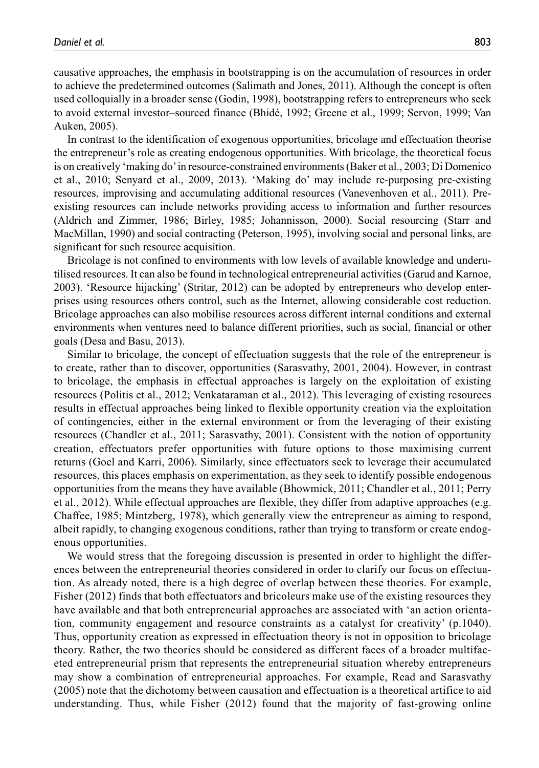causative approaches, the emphasis in bootstrapping is on the accumulation of resources in order to achieve the predetermined outcomes (Salimath and Jones, 2011). Although the concept is often used colloquially in a broader sense (Godin, 1998), bootstrapping refers to entrepreneurs who seek to avoid external investor–sourced finance (Bhidé, 1992; Greene et al., 1999; Servon, 1999; Van Auken, 2005).

In contrast to the identification of exogenous opportunities, bricolage and effectuation theorise the entrepreneur's role as creating endogenous opportunities. With bricolage, the theoretical focus is on creatively 'making do' in resource-constrained environments (Baker et al., 2003; Di Domenico et al., 2010; Senyard et al., 2009, 2013). 'Making do' may include re-purposing pre-existing resources, improvising and accumulating additional resources (Vanevenhoven et al., 2011). Pre-existing resources can include networks providing access to information and further resources (Aldrich and Zimmer, 1986; Birley, 1985; Johannisson, 2000). Social resourcing (Starr and MacMillan, 1990) and social contracting (Peterson, 1995), involving social and personal links, are significant for such resource acquisition.

Bricolage is not confined to environments with low levels of available knowledge and underutilised resources. It can also be found in technological entrepreneurial activities (Garud and Karnoe, 2003). 'Resource hijacking' (Stritar, 2012) can be adopted by entrepreneurs who develop enterprises using resources others control, such as the Internet, allowing considerable cost reduction. Bricolage approaches can also mobilise resources across different internal conditions and external environments when ventures need to balance different priorities, such as social, financial or other goals (Desa and Basu, 2013).

Similar to bricolage, the concept of effectuation suggests that the role of the entrepreneur is to create, rather than to discover, opportunities (Sarasvathy, 2001, 2004). However, in contrast to bricolage, the emphasis in effectual approaches is largely on the exploitation of existing resources (Politis et al., 2012; Venkataraman et al., 2012). This leveraging of existing resources results in effectual approaches being linked to flexible opportunity creation via the exploitation of contingencies, either in the external environment or from the leveraging of their existing resources (Chandler et al., 2011; Sarasvathy, 2001). Consistent with the notion of opportunity creation, effectuators prefer opportunities with future options to those maximising current returns (Goel and Karri, 2006). Similarly, since effectuators seek to leverage their accumulated resources, this places emphasis on experimentation, as they seek to identify possible endogenous opportunities from the means they have available (Bhowmick, 2011; Chandler et al., 2011; Perry et al., 2012). While effectual approaches are flexible, they differ from adaptive approaches (e.g. Chaffee, 1985; Mintzberg, 1978), which generally view the entrepreneur as aiming to respond, albeit rapidly, to changing exogenous conditions, rather than trying to transform or create endogenous opportunities.

We would stress that the foregoing discussion is presented in order to highlight the differences between the entrepreneurial theories considered in order to clarify our focus on effectuation. As already noted, there is a high degree of overlap between these theories. For example, Fisher (2012) finds that both effectuators and bricoleurs make use of the existing resources they have available and that both entrepreneurial approaches are associated with 'an action orientation, community engagement and resource constraints as a catalyst for creativity' (p.1040). Thus, opportunity creation as expressed in effectuation theory is not in opposition to bricolage theory. Rather, the two theories should be considered as different faces of a broader multifaceted entrepreneurial prism that represents the entrepreneurial situation whereby entrepreneurs may show a combination of entrepreneurial approaches. For example, Read and Sarasvathy (2005) note that the dichotomy between causation and effectuation is a theoretical artifice to aid understanding. Thus, while Fisher (2012) found that the majority of fast-growing online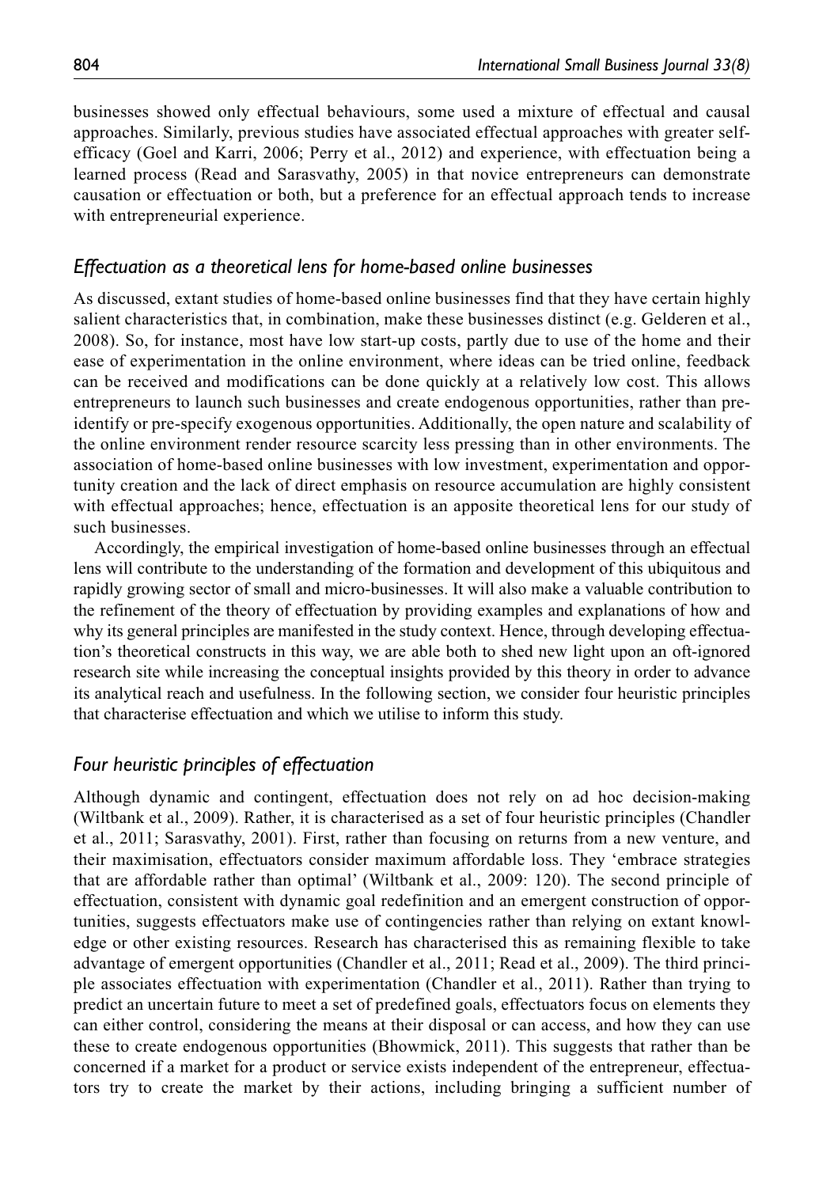businesses showed only effectual behaviours, some used a mixture of effectual and causal approaches. Similarly, previous studies have associated effectual approaches with greater self-efficacy (Goel and Karri, 2006; Perry et al., 2012) and experience, with effectuation being a learned process (Read and Sarasvathy, 2005) in that novice entrepreneurs can demonstrate causation or effectuation or both, but a preference for an effectual approach tends to increase with entrepreneurial experience.

### *Effectuation as a theoretical lens for home-based online businesses*

As discussed, extant studies of home-based online businesses find that they have certain highly salient characteristics that, in combination, make these businesses distinct (e.g. Gelderen et al., 2008). So, for instance, most have low start-up costs, partly due to use of the home and their ease of experimentation in the online environment, where ideas can be tried online, feedback can be received and modifications can be done quickly at a relatively low cost. This allows entrepreneurs to launch such businesses and create endogenous opportunities, rather than pre-identify or pre-specify exogenous opportunities. Additionally, the open nature and scalability of the online environment render resource scarcity less pressing than in other environments. The association of home-based online businesses with low investment, experimentation and opportunity creation and the lack of direct emphasis on resource accumulation are highly consistent with effectual approaches; hence, effectuation is an apposite theoretical lens for our study of such businesses.

Accordingly, the empirical investigation of home-based online businesses through an effectual lens will contribute to the understanding of the formation and development of this ubiquitous and rapidly growing sector of small and micro-businesses. It will also make a valuable contribution to the refinement of the theory of effectuation by providing examples and explanations of how and why its general principles are manifested in the study context. Hence, through developing effectuation's theoretical constructs in this way, we are able both to shed new light upon an oft-ignored research site while increasing the conceptual insights provided by this theory in order to advance its analytical reach and usefulness. In the following section, we consider four heuristic principles that characterise effectuation and which we utilise to inform this study.

### *Four heuristic principles of effectuation*

Although dynamic and contingent, effectuation does not rely on ad hoc decision-making (Wiltbank et al., 2009). Rather, it is characterised as a set of four heuristic principles (Chandler et al., 2011; Sarasvathy, 2001). First, rather than focusing on returns from a new venture, and their maximisation, effectuators consider maximum affordable loss. They 'embrace strategies that are affordable rather than optimal' (Wiltbank et al., 2009: 120). The second principle of effectuation, consistent with dynamic goal redefinition and an emergent construction of opportunities, suggests effectuators make use of contingencies rather than relying on extant knowledge or other existing resources. Research has characterised this as remaining flexible to take advantage of emergent opportunities (Chandler et al., 2011; Read et al., 2009). The third principle associates effectuation with experimentation (Chandler et al., 2011). Rather than trying to predict an uncertain future to meet a set of predefined goals, effectuators focus on elements they can either control, considering the means at their disposal or can access, and how they can use these to create endogenous opportunities (Bhowmick, 2011). This suggests that rather than be concerned if a market for a product or service exists independent of the entrepreneur, effectuators try to create the market by their actions, including bringing a sufficient number of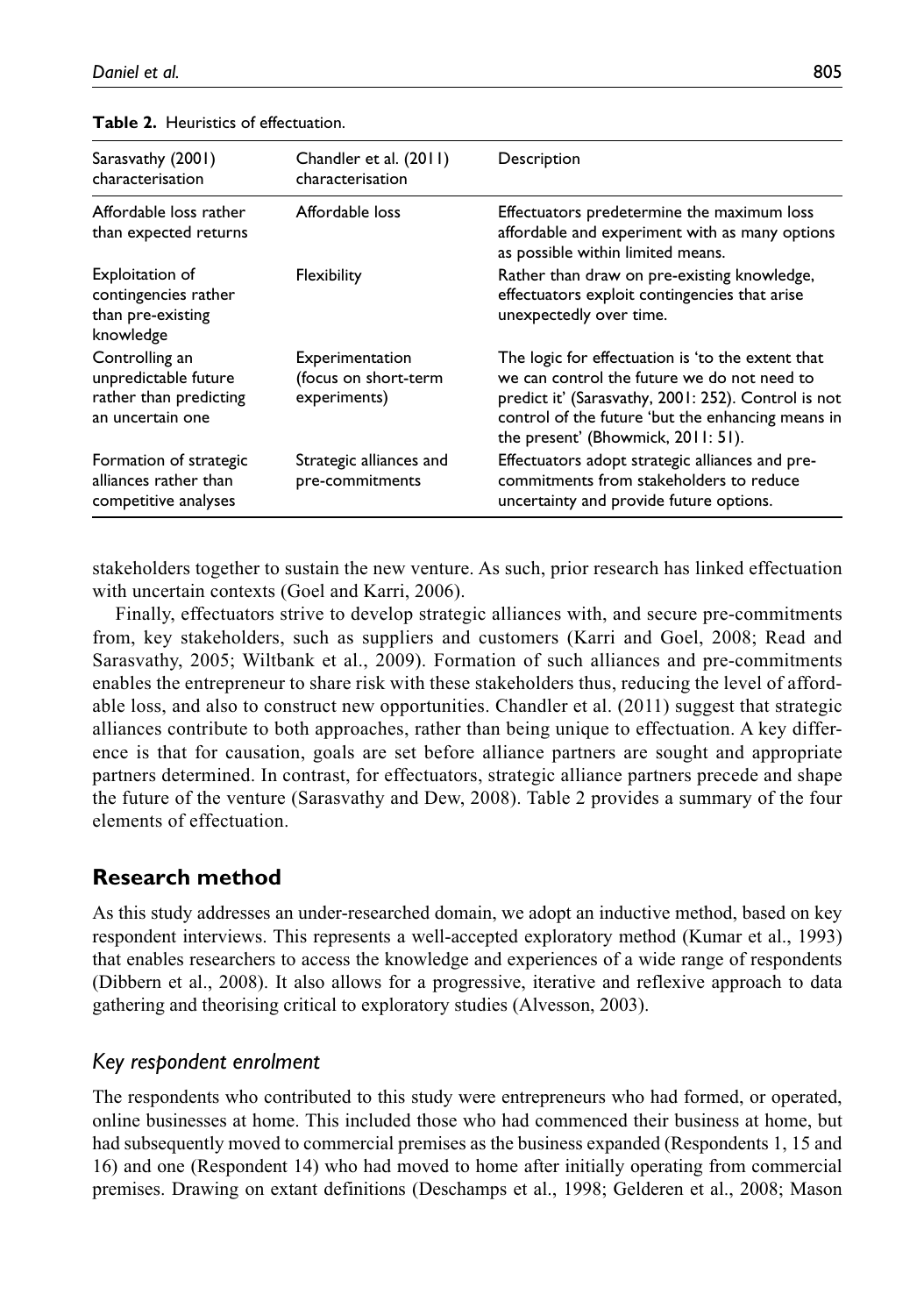**Table 2.** Heuristics of effectuation.

| Sarasvathy (2001) characterisation | Chandler et al. (2011) characterisation | Description |
|---|---|---|
| Affordable loss rather than expected returns | Affordable loss | Effectuators predetermine the maximum loss affordable and experiment with as many options as possible within limited means. |
| Exploitation of contingencies rather than pre-existing knowledge | Flexibility | Rather than draw on pre-existing knowledge, effectuators exploit contingencies that arise unexpectedly over time. |
| Controlling an unpredictable future rather than predicting an uncertain one | Experimentation (focus on short-term experiments) | The logic for effectuation is 'to the extent that we can control the future we do not need to predict it' (Sarasvathy, 2001: 252). Control is not control of the future 'but the enhancing means in the present' (Bhowmick, 2011: 51). |
| Formation of strategic alliances rather than competitive analyses | Strategic alliances and pre-commitments | Effectuators adopt strategic alliances and pre-commitments from stakeholders to reduce uncertainty and provide future options. |

stakeholders together to sustain the new venture. As such, prior research has linked effectuation with uncertain contexts (Goel and Karri, 2006).

Finally, effectuators strive to develop strategic alliances with, and secure pre-commitments from, key stakeholders, such as suppliers and customers (Karri and Goel, 2008; Read and Sarasvathy, 2005; Wiltbank et al., 2009). Formation of such alliances and pre-commitments enables the entrepreneur to share risk with these stakeholders thus, reducing the level of affordable loss, and also to construct new opportunities. Chandler et al. (2011) suggest that strategic alliances contribute to both approaches, rather than being unique to effectuation. A key difference is that for causation, goals are set before alliance partners are sought and appropriate partners determined. In contrast, for effectuators, strategic alliance partners precede and shape the future of the venture (Sarasvathy and Dew, 2008). Table 2 provides a summary of the four elements of effectuation.

## Research method

As this study addresses an under-researched domain, we adopt an inductive method, based on key respondent interviews. This represents a well-accepted exploratory method (Kumar et al., 1993) that enables researchers to access the knowledge and experiences of a wide range of respondents (Dibbern et al., 2008). It also allows for a progressive, iterative and reflexive approach to data gathering and theorising critical to exploratory studies (Alvesson, 2003).

### *Key respondent enrolment*

The respondents who contributed to this study were entrepreneurs who had formed, or operated, online businesses at home. This included those who had commenced their business at home, but had subsequently moved to commercial premises as the business expanded (Respondents 1, 15 and 16) and one (Respondent 14) who had moved to home after initially operating from commercial premises. Drawing on extant definitions (Deschamps et al., 1998; Gelderen et al., 2008; Mason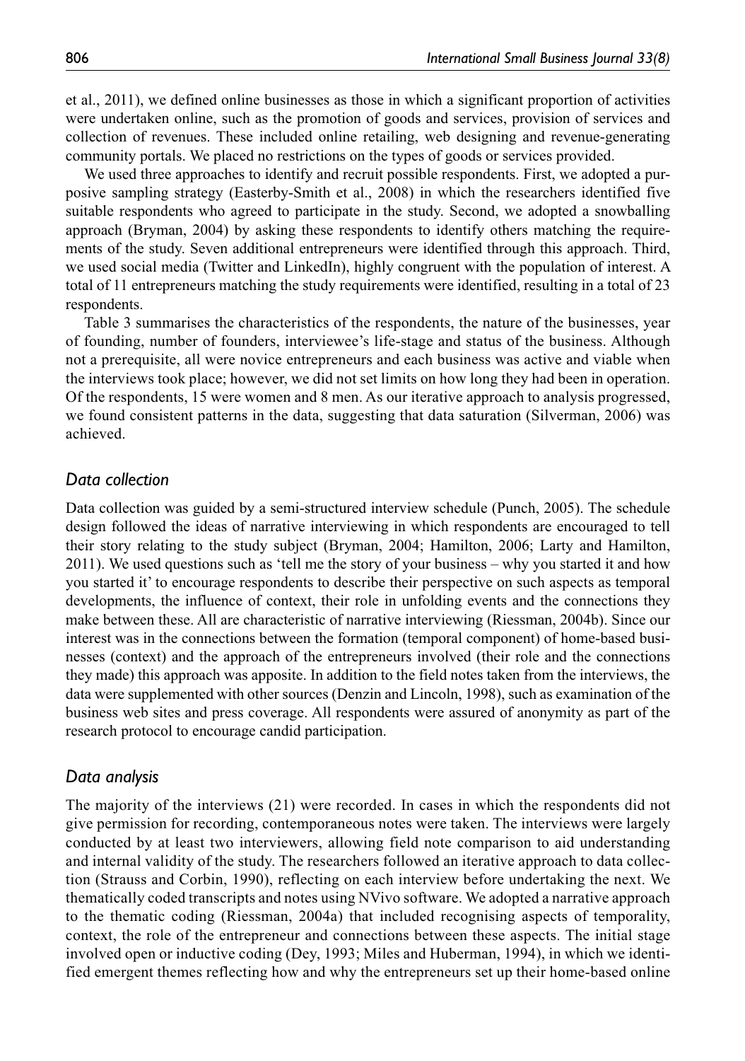et al., 2011), we defined online businesses as those in which a significant proportion of activities were undertaken online, such as the promotion of goods and services, provision of services and collection of revenues. These included online retailing, web designing and revenue-generating community portals. We placed no restrictions on the types of goods or services provided.

We used three approaches to identify and recruit possible respondents. First, we adopted a purposive sampling strategy (Easterby-Smith et al., 2008) in which the researchers identified five suitable respondents who agreed to participate in the study. Second, we adopted a snowballing approach (Bryman, 2004) by asking these respondents to identify others matching the requirements of the study. Seven additional entrepreneurs were identified through this approach. Third, we used social media (Twitter and LinkedIn), highly congruent with the population of interest. A total of 11 entrepreneurs matching the study requirements were identified, resulting in a total of 23 respondents.

Table 3 summarises the characteristics of the respondents, the nature of the businesses, year of founding, number of founders, interviewee's life-stage and status of the business. Although not a prerequisite, all were novice entrepreneurs and each business was active and viable when the interviews took place; however, we did not set limits on how long they had been in operation. Of the respondents, 15 were women and 8 men. As our iterative approach to analysis progressed, we found consistent patterns in the data, suggesting that data saturation (Silverman, 2006) was achieved.

## *Data collection*

Data collection was guided by a semi-structured interview schedule (Punch, 2005). The schedule design followed the ideas of narrative interviewing in which respondents are encouraged to tell their story relating to the study subject (Bryman, 2004; Hamilton, 2006; Larty and Hamilton, 2011). We used questions such as 'tell me the story of your business – why you started it and how you started it' to encourage respondents to describe their perspective on such aspects as temporal developments, the influence of context, their role in unfolding events and the connections they make between these. All are characteristic of narrative interviewing (Riessman, 2004b). Since our interest was in the connections between the formation (temporal component) of home-based businesses (context) and the approach of the entrepreneurs involved (their role and the connections they made) this approach was apposite. In addition to the field notes taken from the interviews, the data were supplemented with other sources (Denzin and Lincoln, 1998), such as examination of the business web sites and press coverage. All respondents were assured of anonymity as part of the research protocol to encourage candid participation.

## *Data analysis*

The majority of the interviews (21) were recorded. In cases in which the respondents did not give permission for recording, contemporaneous notes were taken. The interviews were largely conducted by at least two interviewers, allowing field note comparison to aid understanding and internal validity of the study. The researchers followed an iterative approach to data collection (Strauss and Corbin, 1990), reflecting on each interview before undertaking the next. We thematically coded transcripts and notes using NVivo software. We adopted a narrative approach to the thematic coding (Riessman, 2004a) that included recognising aspects of temporality, context, the role of the entrepreneur and connections between these aspects. The initial stage involved open or inductive coding (Dey, 1993; Miles and Huberman, 1994), in which we identified emergent themes reflecting how and why the entrepreneurs set up their home-based online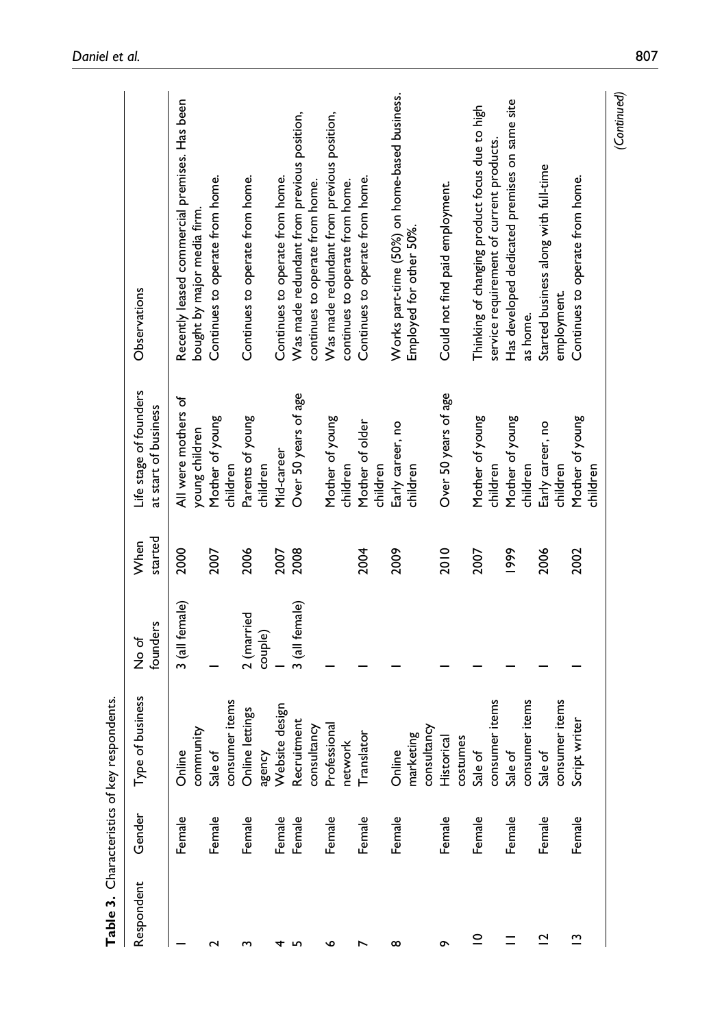**Table 3.** Characteristics of key respondents.

| Respondent | Gender | Type of business | No of founders | When started | Life stage of founders at start of business | Observations |
|---|---|---|---|---|---|---|
| 1 | Female | Online community | 3 (all female) | 2000 | All were mothers of young children | Recently leased commercial premises. Has been bought by major media firm. |
| 2 | Female | Sale of consumer items | 1 | 2007 | Mother of young children | Continues to operate from home. |
| 3 | Female | Online lettings agency | 2 (married couple) | 2006 | Parents of young children | Continues to operate from home. |
| 4 | Female | Website design | 1 | 2007 | Mid-career | Continues to operate from home. |
| 5 | Female | Recruitment consultancy | 3 (all female) | 2008 | Over 50 years of age | Was made redundant from previous position, continues to operate from home. |
| 6 | Female | Professional network | 1 | | Mother of young children | Was made redundant from previous position, continues to operate from home. |
| 7 | Female | Translator | 1 | 2004 | Mother of older children | Continues to operate from home. |
| 8 | Female | Online marketing consultancy | 1 | 2009 | Early career, no children | Works part-time (50%) on home-based business. Employed for other 50%. |
| 9 | Female | Historical costumes | 1 | 2010 | Over 50 years of age | Could not find paid employment. |
| 10 | Female | Sale of consumer items | 1 | 2007 | Mother of young children | Thinking of changing product focus due to high service requirement of current products. |
| 11 | Female | Sale of consumer items | 1 | 1999 | Mother of young children | Has developed dedicated premises on same site as home. |
| 12 | Female | Sale of consumer items | 1 | 2006 | Early career, no children | Started business along with full-time employment. |
| 13 | Female | Script writer | 1 | 2002 | Mother of young children | Continues to operate from home. |

(Continued)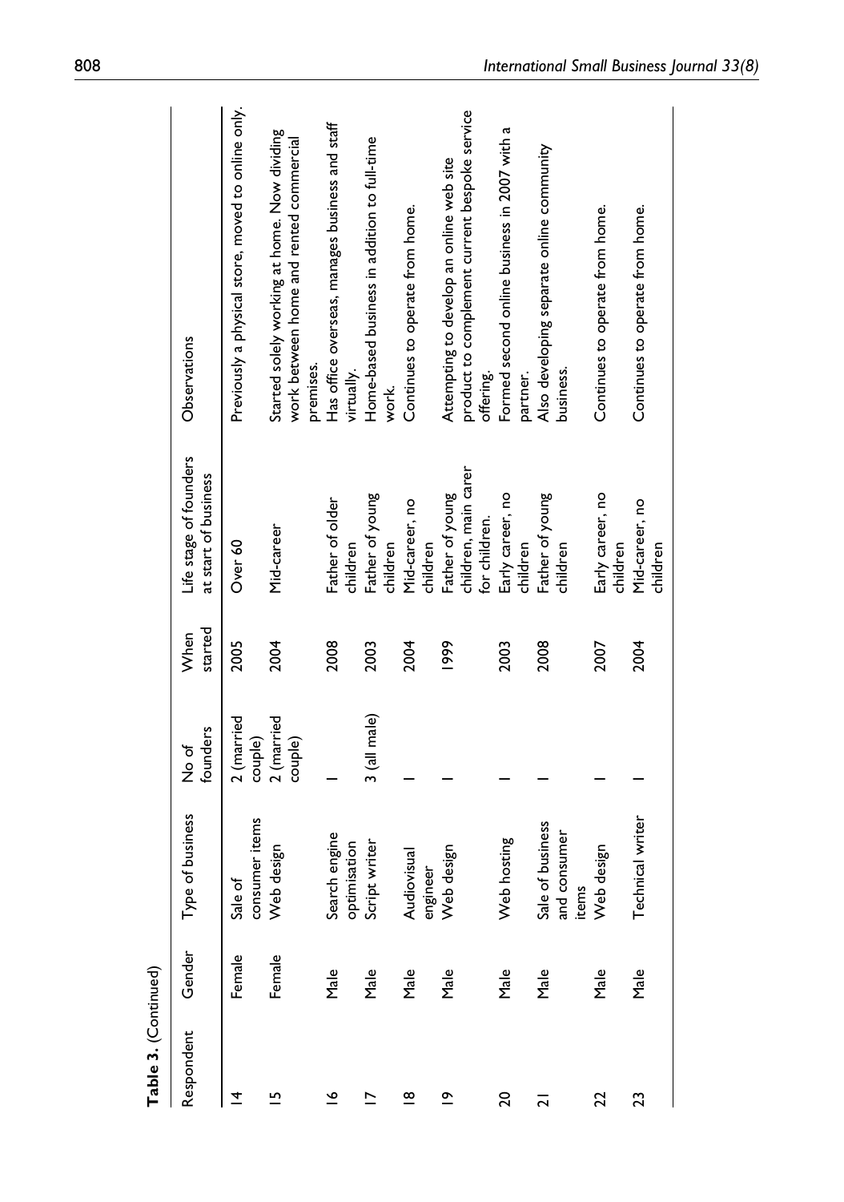**Table 3.** (Continued)

| Respondent | Gender | Type of business | No of founders | When started | Life stage of founders at start of business | Observations |
|---|---|---|---|---|---|---|
| 14 | Female | Sale of consumer items | 2 (married couple) | 2005 | Over 60 | Previously a physical store, moved to online only. |
| 15 | Female | Web design | 2 (married couple) | 2004 | Mid-career | Started solely working at home. Now dividing work between home and rented commercial premises. |
| 16 | Male | Search engine optimisation | 1 | 2008 | Father of older children | Has office overseas, manages business and staff virtually. |
| 17 | Male | Script writer | 3 (all male) | 2003 | Father of young children | Home-based business in addition to full-time work. |
| 18 | Male | Audiovisual engineer | 1 | 2004 | Mid-career, no children | Continues to operate from home. |
| 19 | Male | Web design | 1 | 1999 | Father of young children, main carer for children. | Attempting to develop an online web site product to complement current bespoke service offering. |
| 20 | Male | Web hosting | 1 | 2003 | Early career, no children | Formed second online business in 2007 with a partner. |
| 21 | Male | Sale of business and consumer items | 1 | 2008 | Father of young children | Also developing separate online community business. |
| 22 | Male | Web design | 1 | 2007 | Early career, no children | Continues to operate from home. |
| 23 | Male | Technical writer | 1 | 2004 | Mid-career, no children | Continues to operate from home. |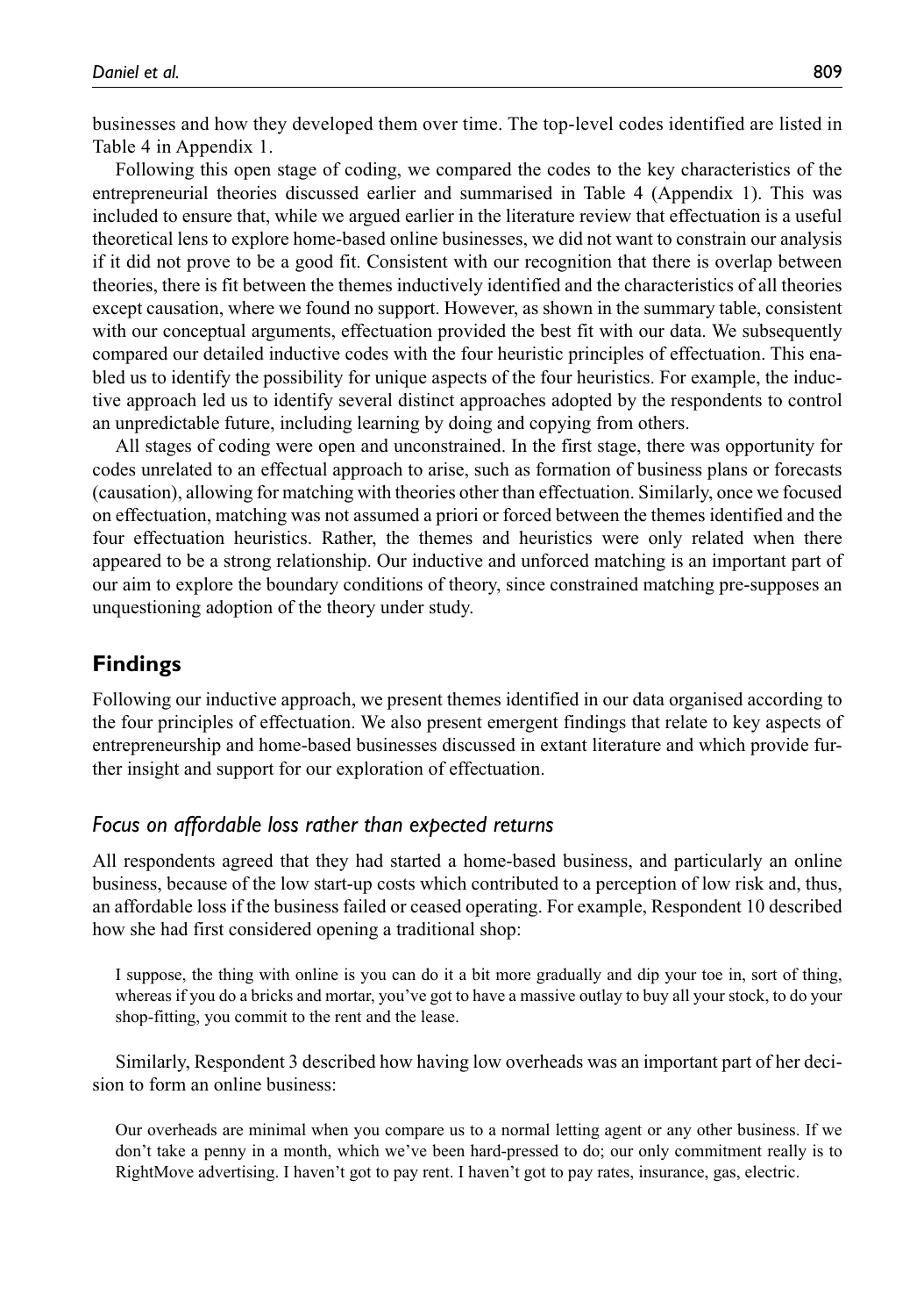businesses and how they developed them over time. The top-level codes identified are listed in Table 4 in Appendix 1.

Following this open stage of coding, we compared the codes to the key characteristics of the entrepreneurial theories discussed earlier and summarised in Table 4 (Appendix 1). This was included to ensure that, while we argued earlier in the literature review that effectuation is a useful theoretical lens to explore home-based online businesses, we did not want to constrain our analysis if it did not prove to be a good fit. Consistent with our recognition that there is overlap between theories, there is fit between the themes inductively identified and the characteristics of all theories except causation, where we found no support. However, as shown in the summary table, consistent with our conceptual arguments, effectuation provided the best fit with our data. We subsequently compared our detailed inductive codes with the four heuristic principles of effectuation. This enabled us to identify the possibility for unique aspects of the four heuristics. For example, the inductive approach led us to identify several distinct approaches adopted by the respondents to control an unpredictable future, including learning by doing and copying from others.

All stages of coding were open and unconstrained. In the first stage, there was opportunity for codes unrelated to an effectual approach to arise, such as formation of business plans or forecasts (causation), allowing for matching with theories other than effectuation. Similarly, once we focused on effectuation, matching was not assumed a priori or forced between the themes identified and the four effectuation heuristics. Rather, the themes and heuristics were only related when there appeared to be a strong relationship. Our inductive and unforced matching is an important part of our aim to explore the boundary conditions of theory, since constrained matching pre-supposes an unquestioning adoption of the theory under study.

## Findings

Following our inductive approach, we present themes identified in our data organised according to the four principles of effectuation. We also present emergent findings that relate to key aspects of entrepreneurship and home-based businesses discussed in extant literature and which provide further insight and support for our exploration of effectuation.

### *Focus on affordable loss rather than expected returns*

All respondents agreed that they had started a home-based business, and particularly an online business, because of the low start-up costs which contributed to a perception of low risk and, thus, an affordable loss if the business failed or ceased operating. For example, Respondent 10 described how she had first considered opening a traditional shop:

> I suppose, the thing with online is you can do it a bit more gradually and dip your toe in, sort of thing, whereas if you do a bricks and mortar, you've got to have a massive outlay to buy all your stock, to do your shop-fitting, you commit to the rent and the lease.

Similarly, Respondent 3 described how having low overheads was an important part of her decision to form an online business:

> Our overheads are minimal when you compare us to a normal letting agent or any other business. If we don't take a penny in a month, which we've been hard-pressed to do; our only commitment really is to RightMove advertising. I haven't got to pay rent. I haven't got to pay rates, insurance, gas, electric.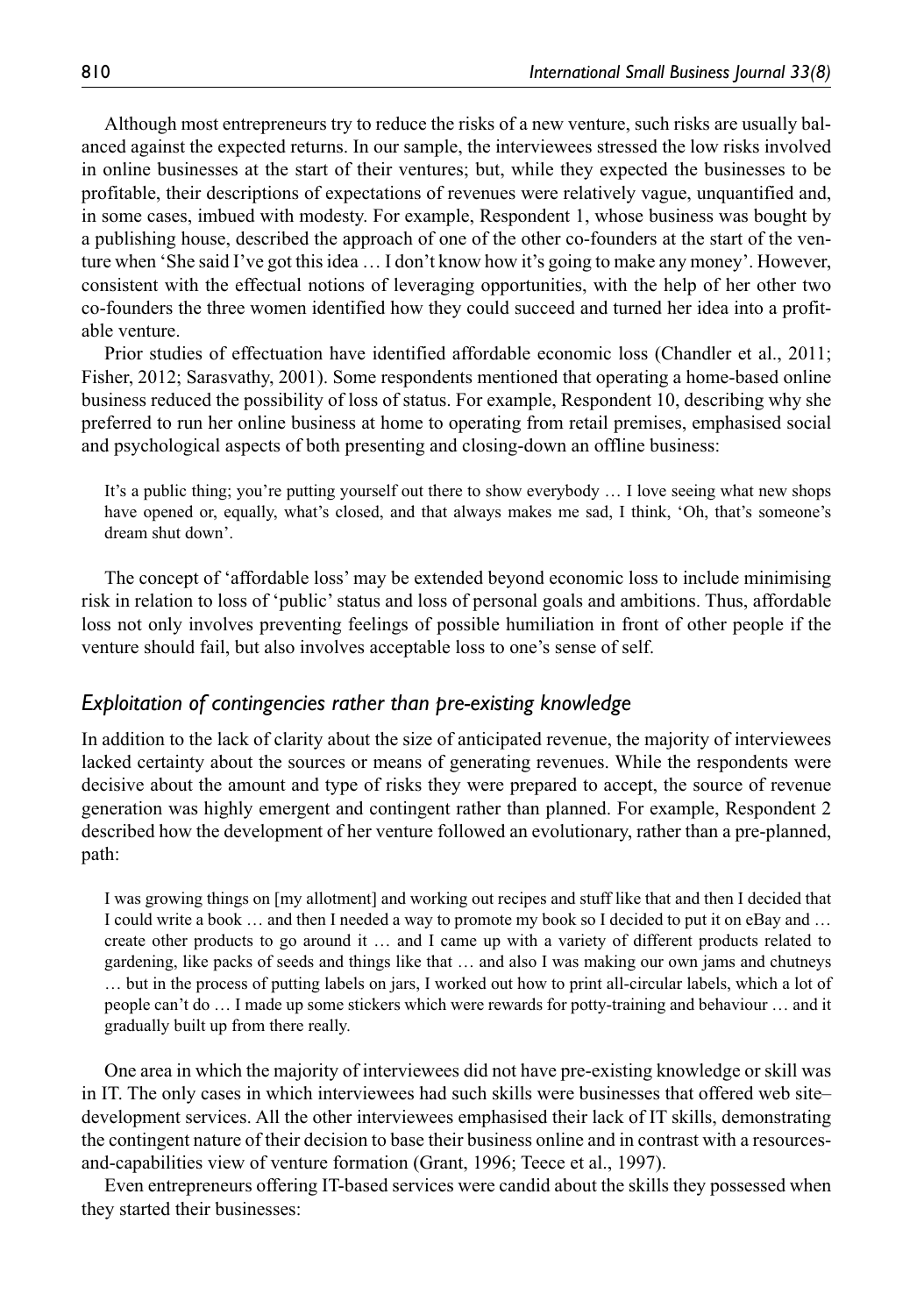Although most entrepreneurs try to reduce the risks of a new venture, such risks are usually balanced against the expected returns. In our sample, the interviewees stressed the low risks involved in online businesses at the start of their ventures; but, while they expected the businesses to be profitable, their descriptions of expectations of revenues were relatively vague, unquantified and, in some cases, imbued with modesty. For example, Respondent 1, whose business was bought by a publishing house, described the approach of one of the other co-founders at the start of the venture when 'She said I've got this idea … I don't know how it's going to make any money'. However, consistent with the effectual notions of leveraging opportunities, with the help of her other two co-founders the three women identified how they could succeed and turned her idea into a profitable venture.

Prior studies of effectuation have identified affordable economic loss (Chandler et al., 2011; Fisher, 2012; Sarasvathy, 2001). Some respondents mentioned that operating a home-based online business reduced the possibility of loss of status. For example, Respondent 10, describing why she preferred to run her online business at home to operating from retail premises, emphasised social and psychological aspects of both presenting and closing-down an offline business:

> It's a public thing; you're putting yourself out there to show everybody … I love seeing what new shops have opened or, equally, what's closed, and that always makes me sad, I think, 'Oh, that's someone's dream shut down'.

The concept of 'affordable loss' may be extended beyond economic loss to include minimising risk in relation to loss of 'public' status and loss of personal goals and ambitions. Thus, affordable loss not only involves preventing feelings of possible humiliation in front of other people if the venture should fail, but also involves acceptable loss to one's sense of self.

### *Exploitation of contingencies rather than pre-existing knowledge*

In addition to the lack of clarity about the size of anticipated revenue, the majority of interviewees lacked certainty about the sources or means of generating revenues. While the respondents were decisive about the amount and type of risks they were prepared to accept, the source of revenue generation was highly emergent and contingent rather than planned. For example, Respondent 2 described how the development of her venture followed an evolutionary, rather than a pre-planned, path:

> I was growing things on [my allotment] and working out recipes and stuff like that and then I decided that I could write a book … and then I needed a way to promote my book so I decided to put it on eBay and … create other products to go around it … and I came up with a variety of different products related to gardening, like packs of seeds and things like that … and also I was making our own jams and chutneys … but in the process of putting labels on jars, I worked out how to print all-circular labels, which a lot of people can't do … I made up some stickers which were rewards for potty-training and behaviour … and it gradually built up from there really.

One area in which the majority of interviewees did not have pre-existing knowledge or skill was in IT. The only cases in which interviewees had such skills were businesses that offered web site–development services. All the other interviewees emphasised their lack of IT skills, demonstrating the contingent nature of their decision to base their business online and in contrast with a resources-and-capabilities view of venture formation (Grant, 1996; Teece et al., 1997).

Even entrepreneurs offering IT-based services were candid about the skills they possessed when they started their businesses: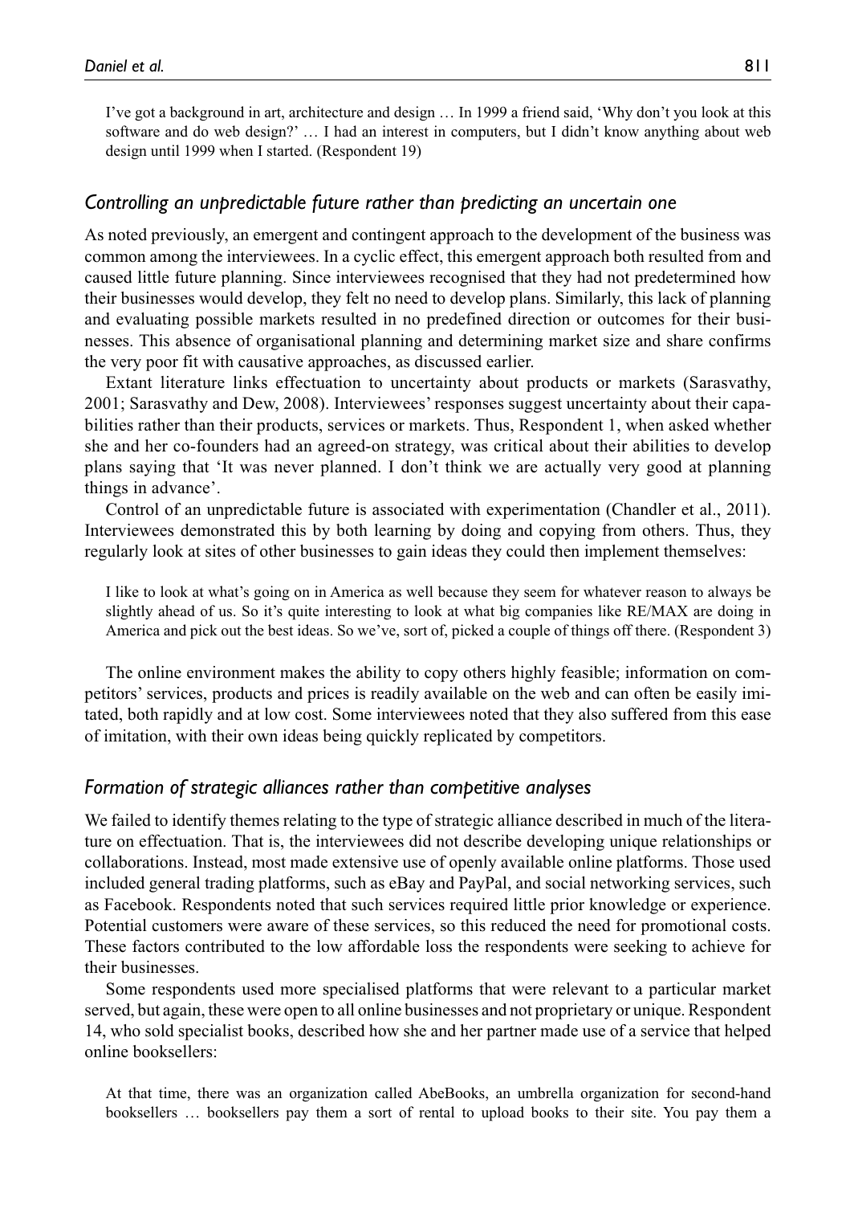> I've got a background in art, architecture and design … In 1999 a friend said, 'Why don't you look at this software and do web design?' … I had an interest in computers, but I didn't know anything about web design until 1999 when I started. (Respondent 19)

### *Controlling an unpredictable future rather than predicting an uncertain one*

As noted previously, an emergent and contingent approach to the development of the business was common among the interviewees. In a cyclic effect, this emergent approach both resulted from and caused little future planning. Since interviewees recognised that they had not predetermined how their businesses would develop, they felt no need to develop plans. Similarly, this lack of planning and evaluating possible markets resulted in no predefined direction or outcomes for their businesses. This absence of organisational planning and determining market size and share confirms the very poor fit with causative approaches, as discussed earlier.

Extant literature links effectuation to uncertainty about products or markets (Sarasvathy, 2001; Sarasvathy and Dew, 2008). Interviewees' responses suggest uncertainty about their capabilities rather than their products, services or markets. Thus, Respondent 1, when asked whether she and her co-founders had an agreed-on strategy, was critical about their abilities to develop plans saying that 'It was never planned. I don't think we are actually very good at planning things in advance'.

Control of an unpredictable future is associated with experimentation (Chandler et al., 2011). Interviewees demonstrated this by both learning by doing and copying from others. Thus, they regularly look at sites of other businesses to gain ideas they could then implement themselves:

> I like to look at what's going on in America as well because they seem for whatever reason to always be slightly ahead of us. So it's quite interesting to look at what big companies like RE/MAX are doing in America and pick out the best ideas. So we've, sort of, picked a couple of things off there. (Respondent 3)

The online environment makes the ability to copy others highly feasible; information on competitors' services, products and prices is readily available on the web and can often be easily imitated, both rapidly and at low cost. Some interviewees noted that they also suffered from this ease of imitation, with their own ideas being quickly replicated by competitors.

### *Formation of strategic alliances rather than competitive analyses*

We failed to identify themes relating to the type of strategic alliance described in much of the literature on effectuation. That is, the interviewees did not describe developing unique relationships or collaborations. Instead, most made extensive use of openly available online platforms. Those used included general trading platforms, such as eBay and PayPal, and social networking services, such as Facebook. Respondents noted that such services required little prior knowledge or experience. Potential customers were aware of these services, so this reduced the need for promotional costs. These factors contributed to the low affordable loss the respondents were seeking to achieve for their businesses.

Some respondents used more specialised platforms that were relevant to a particular market served, but again, these were open to all online businesses and not proprietary or unique. Respondent 14, who sold specialist books, described how she and her partner made use of a service that helped online booksellers:

> At that time, there was an organization called AbeBooks, an umbrella organization for second-hand booksellers … booksellers pay them a sort of rental to upload books to their site. You pay them a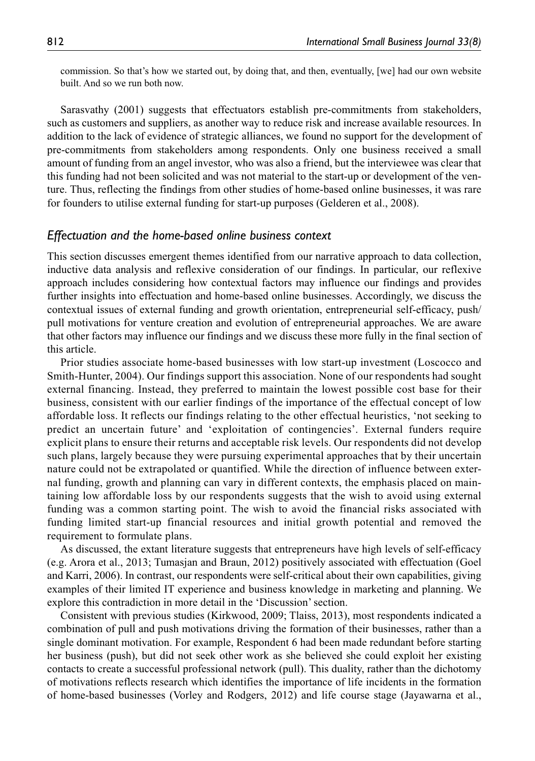commission. So that's how we started out, by doing that, and then, eventually, [we] had our own website built. And so we run both now.

Sarasvathy (2001) suggests that effectuators establish pre-commitments from stakeholders, such as customers and suppliers, as another way to reduce risk and increase available resources. In addition to the lack of evidence of strategic alliances, we found no support for the development of pre-commitments from stakeholders among respondents. Only one business received a small amount of funding from an angel investor, who was also a friend, but the interviewee was clear that this funding had not been solicited and was not material to the start-up or development of the venture. Thus, reflecting the findings from other studies of home-based online businesses, it was rare for founders to utilise external funding for start-up purposes (Gelderen et al., 2008).

### *Effectuation and the home-based online business context*

This section discusses emergent themes identified from our narrative approach to data collection, inductive data analysis and reflexive consideration of our findings. In particular, our reflexive approach includes considering how contextual factors may influence our findings and provides further insights into effectuation and home-based online businesses. Accordingly, we discuss the contextual issues of external funding and growth orientation, entrepreneurial self-efficacy, push/pull motivations for venture creation and evolution of entrepreneurial approaches. We are aware that other factors may influence our findings and we discuss these more fully in the final section of this article.

Prior studies associate home-based businesses with low start-up investment (Loscocco and Smith-Hunter, 2004). Our findings support this association. None of our respondents had sought external financing. Instead, they preferred to maintain the lowest possible cost base for their business, consistent with our earlier findings of the importance of the effectual concept of low affordable loss. It reflects our findings relating to the other effectual heuristics, 'not seeking to predict an uncertain future' and 'exploitation of contingencies'. External funders require explicit plans to ensure their returns and acceptable risk levels. Our respondents did not develop such plans, largely because they were pursuing experimental approaches that by their uncertain nature could not be extrapolated or quantified. While the direction of influence between external funding, growth and planning can vary in different contexts, the emphasis placed on maintaining low affordable loss by our respondents suggests that the wish to avoid using external funding was a common starting point. The wish to avoid the financial risks associated with funding limited start-up financial resources and initial growth potential and removed the requirement to formulate plans.

As discussed, the extant literature suggests that entrepreneurs have high levels of self-efficacy (e.g. Arora et al., 2013; Tumasjan and Braun, 2012) positively associated with effectuation (Goel and Karri, 2006). In contrast, our respondents were self-critical about their own capabilities, giving examples of their limited IT experience and business knowledge in marketing and planning. We explore this contradiction in more detail in the 'Discussion' section.

Consistent with previous studies (Kirkwood, 2009; Tlaiss, 2013), most respondents indicated a combination of pull and push motivations driving the formation of their businesses, rather than a single dominant motivation. For example, Respondent 6 had been made redundant before starting her business (push), but did not seek other work as she believed she could exploit her existing contacts to create a successful professional network (pull). This duality, rather than the dichotomy of motivations reflects research which identifies the importance of life incidents in the formation of home-based businesses (Vorley and Rodgers, 2012) and life course stage (Jayawarna et al.,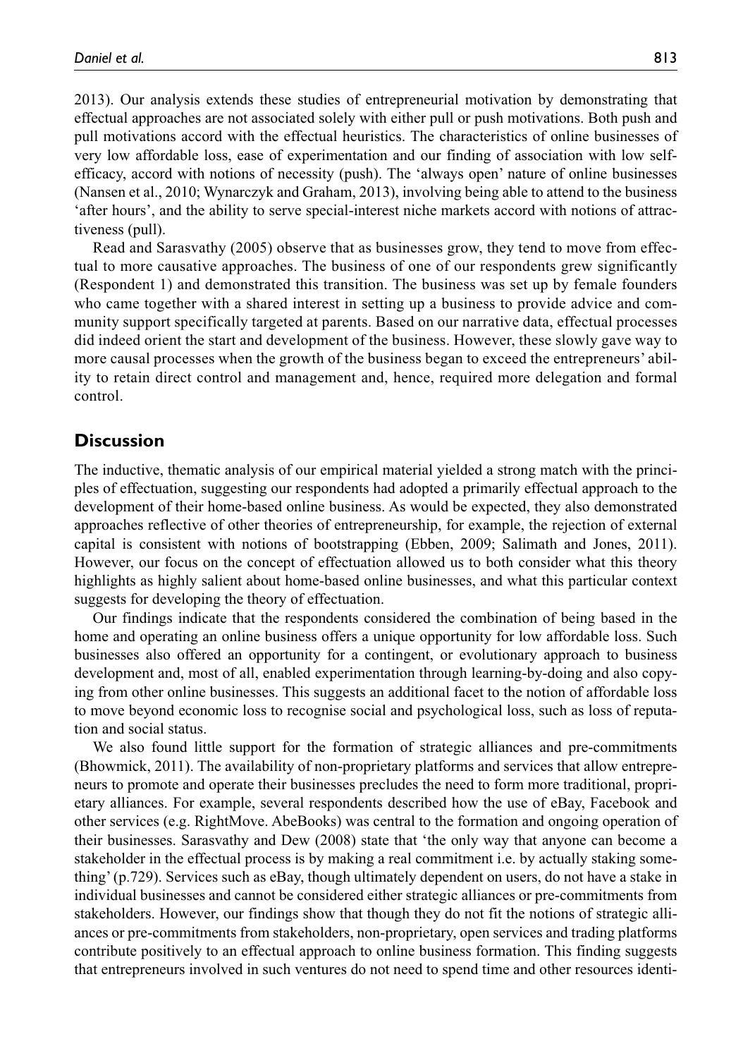2013). Our analysis extends these studies of entrepreneurial motivation by demonstrating that effectual approaches are not associated solely with either pull or push motivations. Both push and pull motivations accord with the effectual heuristics. The characteristics of online businesses of very low affordable loss, ease of experimentation and our finding of association with low self-efficacy, accord with notions of necessity (push). The 'always open' nature of online businesses (Nansen et al., 2010; Wynarczyk and Graham, 2013), involving being able to attend to the business 'after hours', and the ability to serve special-interest niche markets accord with notions of attractiveness (pull).

Read and Sarasvathy (2005) observe that as businesses grow, they tend to move from effectual to more causative approaches. The business of one of our respondents grew significantly (Respondent 1) and demonstrated this transition. The business was set up by female founders who came together with a shared interest in setting up a business to provide advice and community support specifically targeted at parents. Based on our narrative data, effectual processes did indeed orient the start and development of the business. However, these slowly gave way to more causal processes when the growth of the business began to exceed the entrepreneurs' ability to retain direct control and management and, hence, required more delegation and formal control.

## Discussion

The inductive, thematic analysis of our empirical material yielded a strong match with the principles of effectuation, suggesting our respondents had adopted a primarily effectual approach to the development of their home-based online business. As would be expected, they also demonstrated approaches reflective of other theories of entrepreneurship, for example, the rejection of external capital is consistent with notions of bootstrapping (Ebben, 2009; Salimath and Jones, 2011). However, our focus on the concept of effectuation allowed us to both consider what this theory highlights as highly salient about home-based online businesses, and what this particular context suggests for developing the theory of effectuation.

Our findings indicate that the respondents considered the combination of being based in the home and operating an online business offers a unique opportunity for low affordable loss. Such businesses also offered an opportunity for a contingent, or evolutionary approach to business development and, most of all, enabled experimentation through learning-by-doing and also copying from other online businesses. This suggests an additional facet to the notion of affordable loss to move beyond economic loss to recognise social and psychological loss, such as loss of reputation and social status.

We also found little support for the formation of strategic alliances and pre-commitments (Bhowmick, 2011). The availability of non-proprietary platforms and services that allow entrepreneurs to promote and operate their businesses precludes the need to form more traditional, proprietary alliances. For example, several respondents described how the use of eBay, Facebook and other services (e.g. RightMove. AbeBooks) was central to the formation and ongoing operation of their businesses. Sarasvathy and Dew (2008) state that 'the only way that anyone can become a stakeholder in the effectual process is by making a real commitment i.e. by actually staking something' (p.729). Services such as eBay, though ultimately dependent on users, do not have a stake in individual businesses and cannot be considered either strategic alliances or pre-commitments from stakeholders. However, our findings show that though they do not fit the notions of strategic alliances or pre-commitments from stakeholders, non-proprietary, open services and trading platforms contribute positively to an effectual approach to online business formation. This finding suggests that entrepreneurs involved in such ventures do not need to spend time and other resources identi-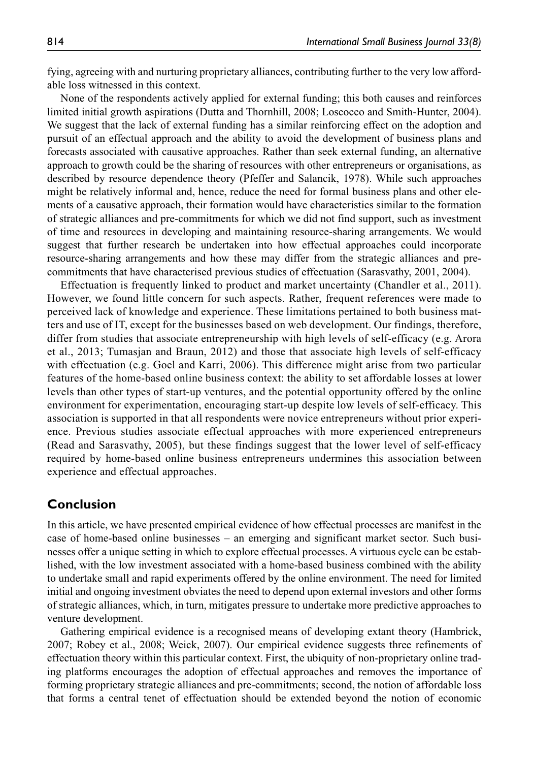fying, agreeing with and nurturing proprietary alliances, contributing further to the very low affordable loss witnessed in this context.

None of the respondents actively applied for external funding; this both causes and reinforces limited initial growth aspirations (Dutta and Thornhill, 2008; Loscocco and Smith-Hunter, 2004). We suggest that the lack of external funding has a similar reinforcing effect on the adoption and pursuit of an effectual approach and the ability to avoid the development of business plans and forecasts associated with causative approaches. Rather than seek external funding, an alternative approach to growth could be the sharing of resources with other entrepreneurs or organisations, as described by resource dependence theory (Pfeffer and Salancik, 1978). While such approaches might be relatively informal and, hence, reduce the need for formal business plans and other elements of a causative approach, their formation would have characteristics similar to the formation of strategic alliances and pre-commitments for which we did not find support, such as investment of time and resources in developing and maintaining resource-sharing arrangements. We would suggest that further research be undertaken into how effectual approaches could incorporate resource-sharing arrangements and how these may differ from the strategic alliances and pre-commitments that have characterised previous studies of effectuation (Sarasvathy, 2001, 2004).

Effectuation is frequently linked to product and market uncertainty (Chandler et al., 2011). However, we found little concern for such aspects. Rather, frequent references were made to perceived lack of knowledge and experience. These limitations pertained to both business matters and use of IT, except for the businesses based on web development. Our findings, therefore, differ from studies that associate entrepreneurship with high levels of self-efficacy (e.g. Arora et al., 2013; Tumasjan and Braun, 2012) and those that associate high levels of self-efficacy with effectuation (e.g. Goel and Karri, 2006). This difference might arise from two particular features of the home-based online business context: the ability to set affordable losses at lower levels than other types of start-up ventures, and the potential opportunity offered by the online environment for experimentation, encouraging start-up despite low levels of self-efficacy. This association is supported in that all respondents were novice entrepreneurs without prior experience. Previous studies associate effectual approaches with more experienced entrepreneurs (Read and Sarasvathy, 2005), but these findings suggest that the lower level of self-efficacy required by home-based online business entrepreneurs undermines this association between experience and effectual approaches.

## Conclusion

In this article, we have presented empirical evidence of how effectual processes are manifest in the case of home-based online businesses – an emerging and significant market sector. Such businesses offer a unique setting in which to explore effectual processes. A virtuous cycle can be established, with the low investment associated with a home-based business combined with the ability to undertake small and rapid experiments offered by the online environment. The need for limited initial and ongoing investment obviates the need to depend upon external investors and other forms of strategic alliances, which, in turn, mitigates pressure to undertake more predictive approaches to venture development.

Gathering empirical evidence is a recognised means of developing extant theory (Hambrick, 2007; Robey et al., 2008; Weick, 2007). Our empirical evidence suggests three refinements of effectuation theory within this particular context. First, the ubiquity of non-proprietary online trading platforms encourages the adoption of effectual approaches and removes the importance of forming proprietary strategic alliances and pre-commitments; second, the notion of affordable loss that forms a central tenet of effectuation should be extended beyond the notion of economic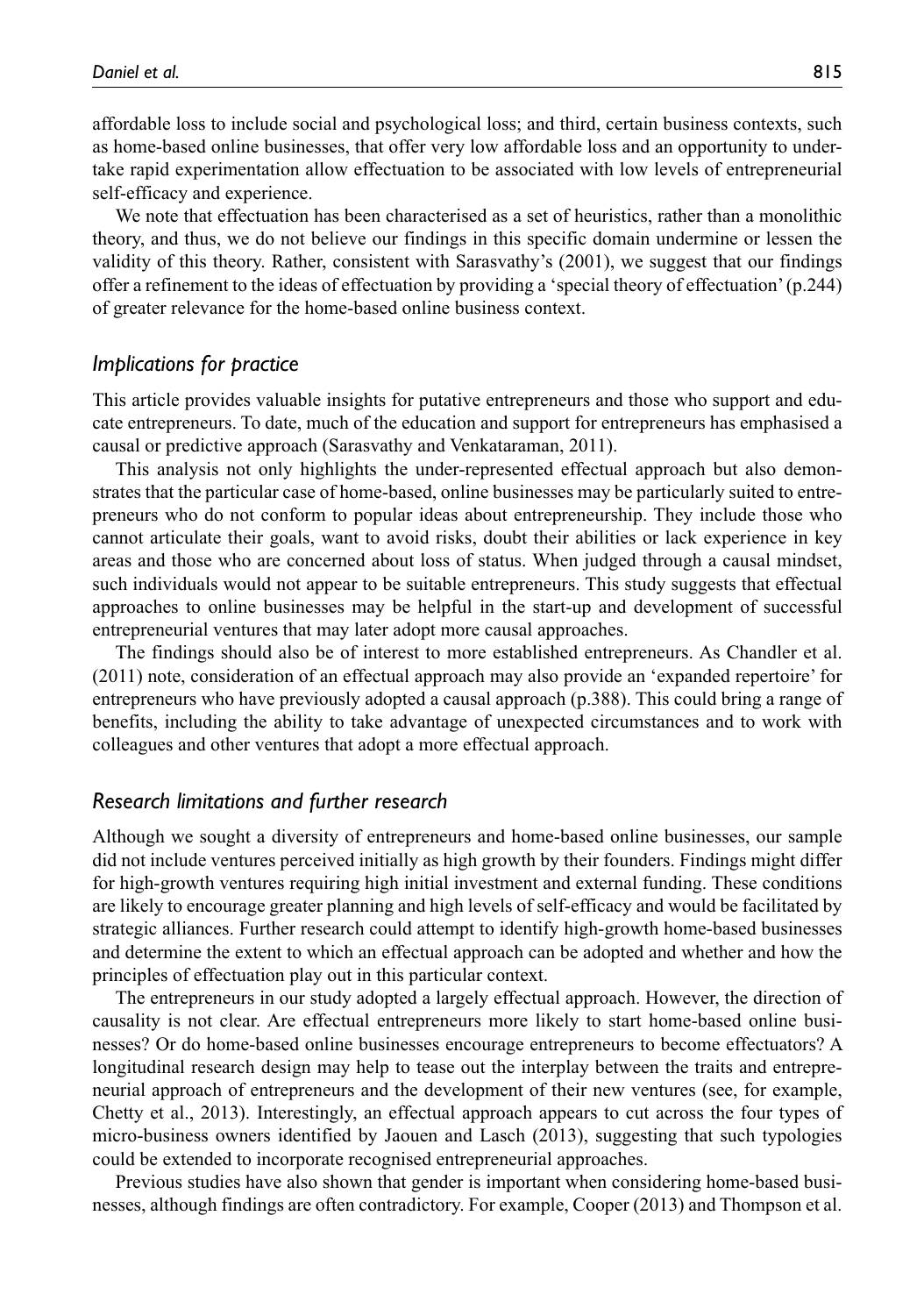affordable loss to include social and psychological loss; and third, certain business contexts, such as home-based online businesses, that offer very low affordable loss and an opportunity to undertake rapid experimentation allow effectuation to be associated with low levels of entrepreneurial self-efficacy and experience.

We note that effectuation has been characterised as a set of heuristics, rather than a monolithic theory, and thus, we do not believe our findings in this specific domain undermine or lessen the validity of this theory. Rather, consistent with Sarasvathy's (2001), we suggest that our findings offer a refinement to the ideas of effectuation by providing a 'special theory of effectuation' (p.244) of greater relevance for the home-based online business context.

### *Implications for practice*

This article provides valuable insights for putative entrepreneurs and those who support and educate entrepreneurs. To date, much of the education and support for entrepreneurs has emphasised a causal or predictive approach (Sarasvathy and Venkataraman, 2011).

This analysis not only highlights the under-represented effectual approach but also demonstrates that the particular case of home-based, online businesses may be particularly suited to entrepreneurs who do not conform to popular ideas about entrepreneurship. They include those who cannot articulate their goals, want to avoid risks, doubt their abilities or lack experience in key areas and those who are concerned about loss of status. When judged through a causal mindset, such individuals would not appear to be suitable entrepreneurs. This study suggests that effectual approaches to online businesses may be helpful in the start-up and development of successful entrepreneurial ventures that may later adopt more causal approaches.

The findings should also be of interest to more established entrepreneurs. As Chandler et al. (2011) note, consideration of an effectual approach may also provide an 'expanded repertoire' for entrepreneurs who have previously adopted a causal approach (p.388). This could bring a range of benefits, including the ability to take advantage of unexpected circumstances and to work with colleagues and other ventures that adopt a more effectual approach.

### *Research limitations and further research*

Although we sought a diversity of entrepreneurs and home-based online businesses, our sample did not include ventures perceived initially as high growth by their founders. Findings might differ for high-growth ventures requiring high initial investment and external funding. These conditions are likely to encourage greater planning and high levels of self-efficacy and would be facilitated by strategic alliances. Further research could attempt to identify high-growth home-based businesses and determine the extent to which an effectual approach can be adopted and whether and how the principles of effectuation play out in this particular context.

The entrepreneurs in our study adopted a largely effectual approach. However, the direction of causality is not clear. Are effectual entrepreneurs more likely to start home-based online businesses? Or do home-based online businesses encourage entrepreneurs to become effectuators? A longitudinal research design may help to tease out the interplay between the traits and entrepreneurial approach of entrepreneurs and the development of their new ventures (see, for example, Chetty et al., 2013). Interestingly, an effectual approach appears to cut across the four types of micro-business owners identified by Jaouen and Lasch (2013), suggesting that such typologies could be extended to incorporate recognised entrepreneurial approaches.

Previous studies have also shown that gender is important when considering home-based businesses, although findings are often contradictory. For example, Cooper (2013) and Thompson et al.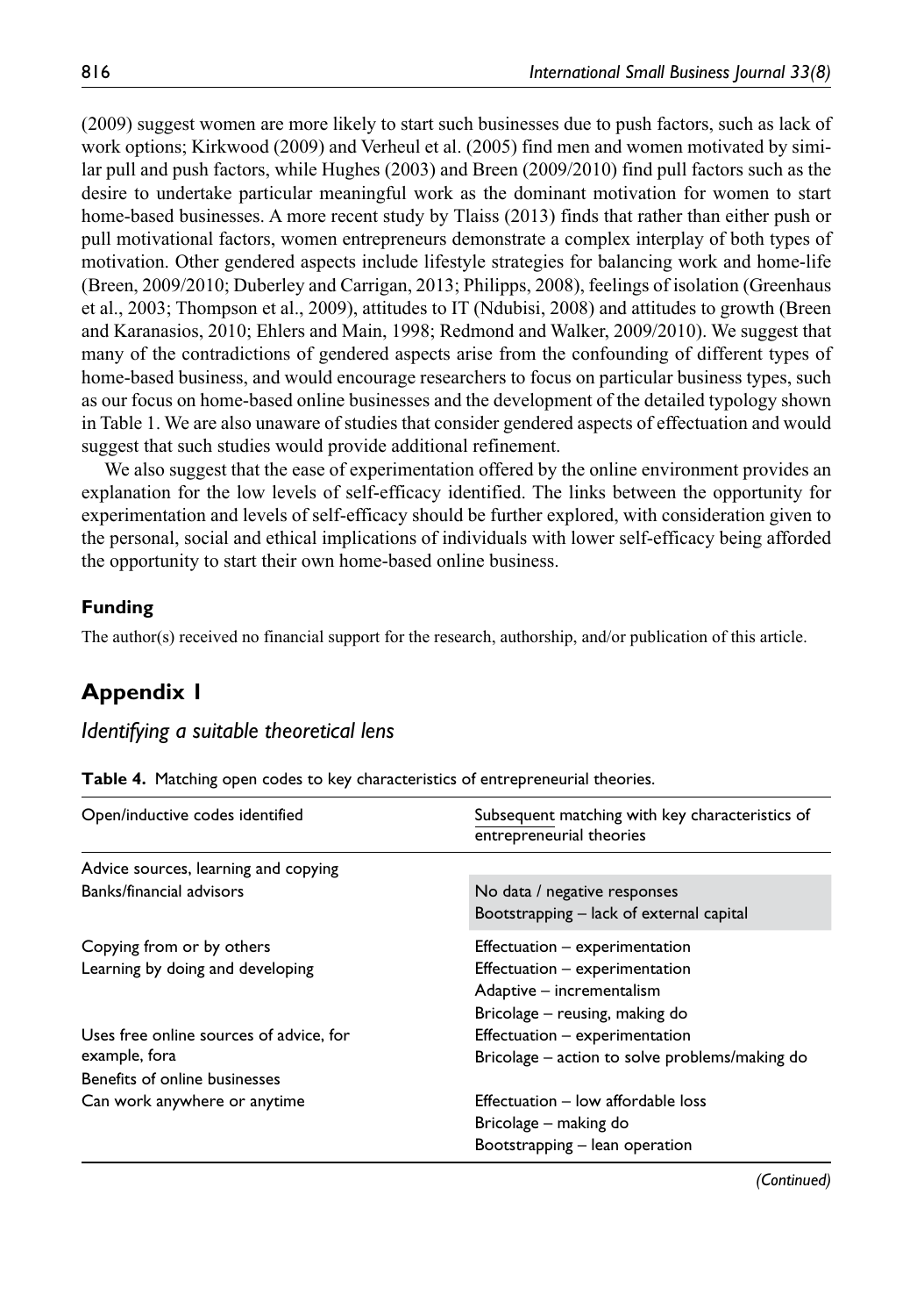(2009) suggest women are more likely to start such businesses due to push factors, such as lack of work options; Kirkwood (2009) and Verheul et al. (2005) find men and women motivated by similar pull and push factors, while Hughes (2003) and Breen (2009/2010) find pull factors such as the desire to undertake particular meaningful work as the dominant motivation for women to start home-based businesses. A more recent study by Tlaiss (2013) finds that rather than either push or pull motivational factors, women entrepreneurs demonstrate a complex interplay of both types of motivation. Other gendered aspects include lifestyle strategies for balancing work and home-life (Breen, 2009/2010; Duberley and Carrigan, 2013; Philipps, 2008), feelings of isolation (Greenhaus et al., 2003; Thompson et al., 2009), attitudes to IT (Ndubisi, 2008) and attitudes to growth (Breen and Karanasios, 2010; Ehlers and Main, 1998; Redmond and Walker, 2009/2010). We suggest that many of the contradictions of gendered aspects arise from the confounding of different types of home-based business, and would encourage researchers to focus on particular business types, such as our focus on home-based online businesses and the development of the detailed typology shown in Table 1. We are also unaware of studies that consider gendered aspects of effectuation and would suggest that such studies would provide additional refinement.

We also suggest that the ease of experimentation offered by the online environment provides an explanation for the low levels of self-efficacy identified. The links between the opportunity for experimentation and levels of self-efficacy should be further explored, with consideration given to the personal, social and ethical implications of individuals with lower self-efficacy being afforded the opportunity to start their own home-based online business.

## Funding

The author(s) received no financial support for the research, authorship, and/or publication of this article.

# Appendix 1

### *Identifying a suitable theoretical lens*

**Table 4.** Matching open codes to key characteristics of entrepreneurial theories.

| Open/inductive codes identified | Subsequent matching with key characteristics of entrepreneurial theories |
|---|---|
| Advice sources, learning and copying | |
| Banks/financial advisors | No data / negative responses<br>Bootstrapping – lack of external capital |
| Copying from or by others | Effectuation – experimentation |
| Learning by doing and developing | Effectuation – experimentation<br>Adaptive – incrementalism<br>Bricolage – reusing, making do |
| Uses free online sources of advice, for example, fora | Effectuation – experimentation<br>Bricolage – action to solve problems/making do |
| Benefits of online businesses | |
| Can work anywhere or anytime | Effectuation – low affordable loss<br>Bricolage – making do<br>Bootstrapping – lean operation |

*(Continued)*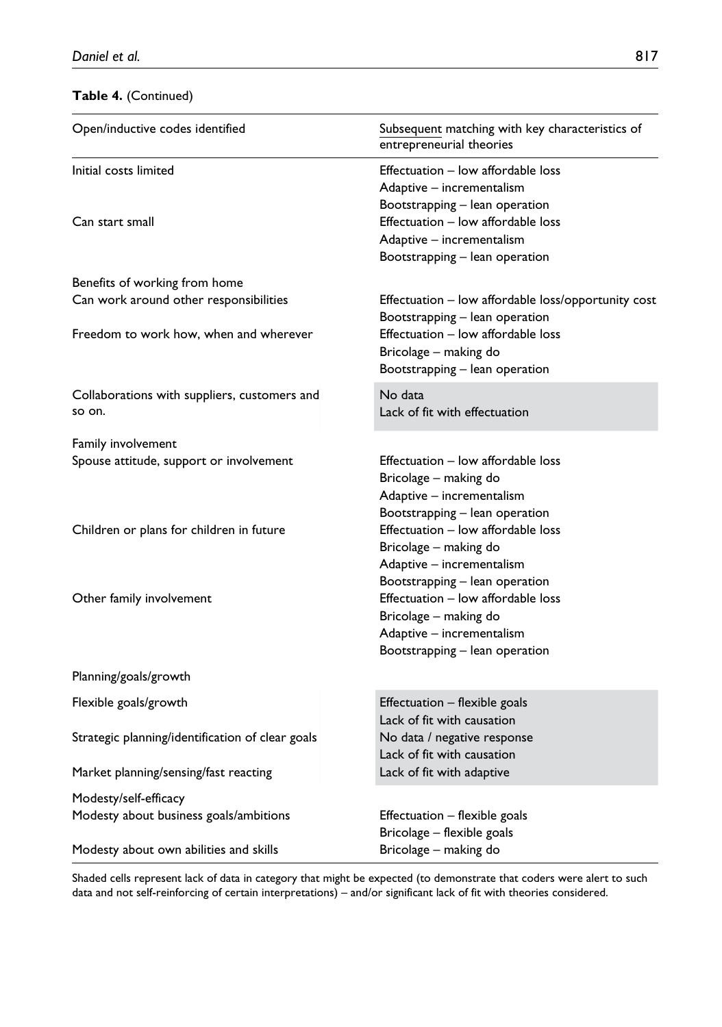**Table 4.** (Continued)

| Open/inductive codes identified | Subsequent matching with key characteristics of entrepreneurial theories |
|---|---|
| Initial costs limited | Effectuation – low affordable loss<br>Adaptive – incrementalism<br>Bootstrapping – lean operation |
| Can start small | Effectuation – low affordable loss<br>Adaptive – incrementalism<br>Bootstrapping – lean operation |
| Benefits of working from home | |
| Can work around other responsibilities | Effectuation – low affordable loss/opportunity cost<br>Bootstrapping – lean operation |
| Freedom to work how, when and wherever | Effectuation – low affordable loss<br>Bricolage – making do<br>Bootstrapping – lean operation |
| Collaborations with suppliers, customers and so on. | No data<br>Lack of fit with effectuation |
| Family involvement | |
| Spouse attitude, support or involvement | Effectuation – low affordable loss<br>Bricolage – making do<br>Adaptive – incrementalism<br>Bootstrapping – lean operation |
| Children or plans for children in future | Effectuation – low affordable loss<br>Bricolage – making do<br>Adaptive – incrementalism<br>Bootstrapping – lean operation |
| Other family involvement | Effectuation – low affordable loss<br>Bricolage – making do<br>Adaptive – incrementalism<br>Bootstrapping – lean operation |
| Planning/goals/growth | |
| Flexible goals/growth | Effectuation – flexible goals<br>Lack of fit with causation |
| Strategic planning/identification of clear goals | No data / negative response<br>Lack of fit with causation |
| Market planning/sensing/fast reacting | Lack of fit with adaptive |
| Modesty/self-efficacy | |
| Modesty about business goals/ambitions | Effectuation – flexible goals<br>Bricolage – flexible goals |
| Modesty about own abilities and skills | Bricolage – making do |

Shaded cells represent lack of data in category that might be expected (to demonstrate that coders were alert to such data and not self-reinforcing of certain interpretations) – and/or significant lack of fit with theories considered.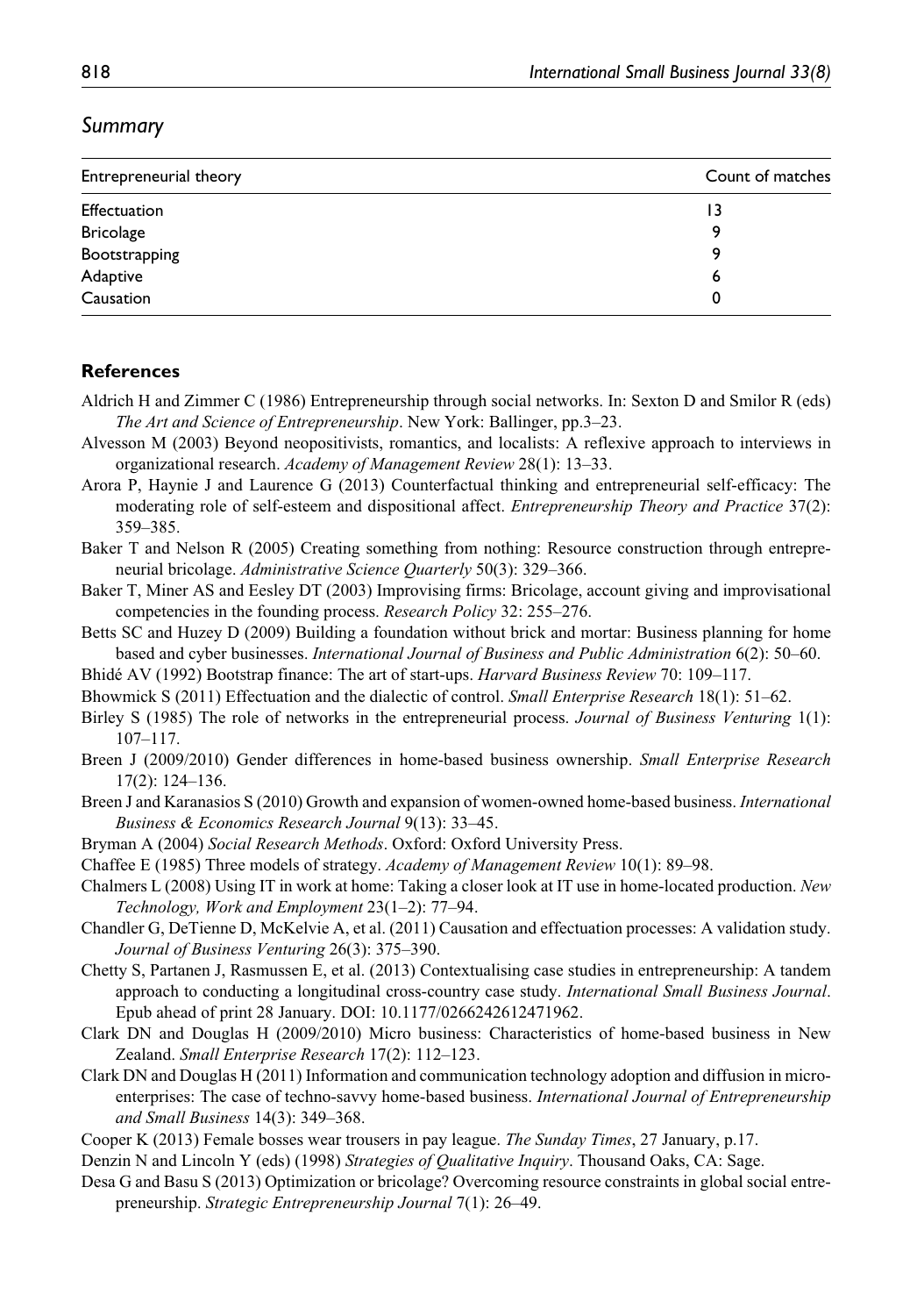## Summary

| Entrepreneurial theory | Count of matches |
|---|---|
| Effectuation | 13 |
| Bricolage | 9 |
| Bootstrapping | 9 |
| Adaptive | 6 |
| Causation | 0 |

### References

Aldrich H and Zimmer C (1986) Entrepreneurship through social networks. In: Sexton D and Smilor R (eds) *The Art and Science of Entrepreneurship*. New York: Ballinger, pp.3–23.

Alvesson M (2003) Beyond neopositivists, romantics, and localists: A reflexive approach to interviews in organizational research. *Academy of Management Review* 28(1): 13–33.

Arora P, Haynie J and Laurence G (2013) Counterfactual thinking and entrepreneurial self-efficacy: The moderating role of self-esteem and dispositional affect. *Entrepreneurship Theory and Practice* 37(2): 359–385.

Baker T and Nelson R (2005) Creating something from nothing: Resource construction through entrepreneurial bricolage. *Administrative Science Quarterly* 50(3): 329–366.

Baker T, Miner AS and Eesley DT (2003) Improvising firms: Bricolage, account giving and improvisational competencies in the founding process. *Research Policy* 32: 255–276.

Betts SC and Huzey D (2009) Building a foundation without brick and mortar: Business planning for home based and cyber businesses. *International Journal of Business and Public Administration* 6(2): 50–60.

Bhidé AV (1992) Bootstrap finance: The art of start-ups. *Harvard Business Review* 70: 109–117.

Bhowmick S (2011) Effectuation and the dialectic of control. *Small Enterprise Research* 18(1): 51–62.

Birley S (1985) The role of networks in the entrepreneurial process. *Journal of Business Venturing* 1(1): 107–117.

Breen J (2009/2010) Gender differences in home-based business ownership. *Small Enterprise Research* 17(2): 124–136.

Breen J and Karanasios S (2010) Growth and expansion of women-owned home-based business. *International Business & Economics Research Journal* 9(13): 33–45.

Bryman A (2004) *Social Research Methods*. Oxford: Oxford University Press.

Chaffee E (1985) Three models of strategy. *Academy of Management Review* 10(1): 89–98.

Chalmers L (2008) Using IT in work at home: Taking a closer look at IT use in home-located production. *New Technology, Work and Employment* 23(1–2): 77–94.

Chandler G, DeTienne D, McKelvie A, et al. (2011) Causation and effectuation processes: A validation study. *Journal of Business Venturing* 26(3): 375–390.

Chetty S, Partanen J, Rasmussen E, et al. (2013) Contextualising case studies in entrepreneurship: A tandem approach to conducting a longitudinal cross-country case study. *International Small Business Journal*. Epub ahead of print 28 January. DOI: 10.1177/0266242612471962.

Clark DN and Douglas H (2009/2010) Micro business: Characteristics of home-based business in New Zealand. *Small Enterprise Research* 17(2): 112–123.

Clark DN and Douglas H (2011) Information and communication technology adoption and diffusion in micro-enterprises: The case of techno-savvy home-based business. *International Journal of Entrepreneurship and Small Business* 14(3): 349–368.

Cooper K (2013) Female bosses wear trousers in pay league. *The Sunday Times*, 27 January, p.17.

Denzin N and Lincoln Y (eds) (1998) *Strategies of Qualitative Inquiry*. Thousand Oaks, CA: Sage.

Desa G and Basu S (2013) Optimization or bricolage? Overcoming resource constraints in global social entrepreneurship. *Strategic Entrepreneurship Journal* 7(1): 26–49.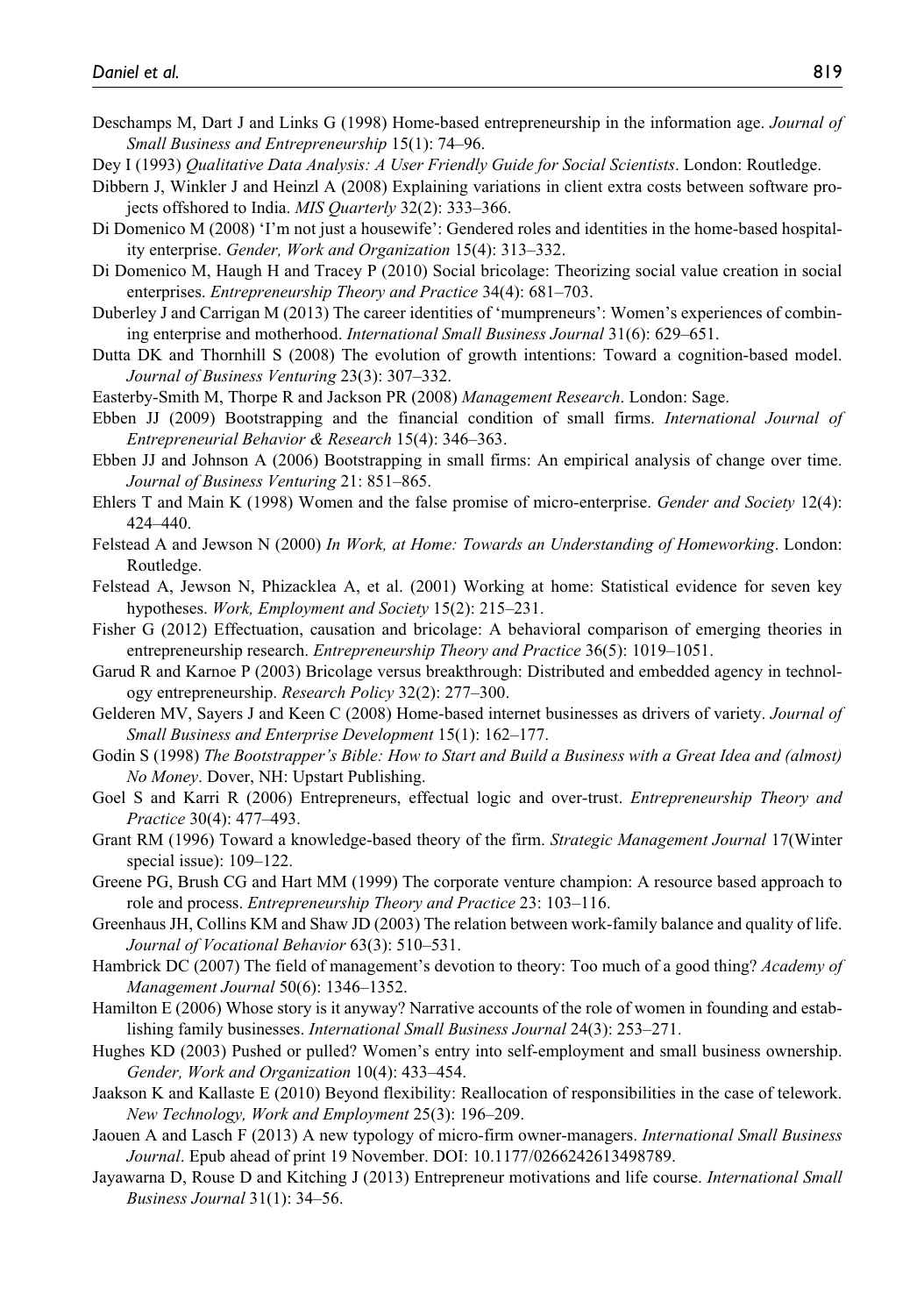Deschamps M, Dart J and Links G (1998) Home-based entrepreneurship in the information age. *Journal of Small Business and Entrepreneurship* 15(1): 74–96.

Dey I (1993) *Qualitative Data Analysis: A User Friendly Guide for Social Scientists*. London: Routledge.

Dibbern J, Winkler J and Heinzl A (2008) Explaining variations in client extra costs between software projects offshored to India. *MIS Quarterly* 32(2): 333–366.

Di Domenico M (2008) 'I'm not just a housewife': Gendered roles and identities in the home-based hospitality enterprise. *Gender, Work and Organization* 15(4): 313–332.

Di Domenico M, Haugh H and Tracey P (2010) Social bricolage: Theorizing social value creation in social enterprises. *Entrepreneurship Theory and Practice* 34(4): 681–703.

Duberley J and Carrigan M (2013) The career identities of 'mumpreneurs': Women's experiences of combining enterprise and motherhood. *International Small Business Journal* 31(6): 629–651.

Dutta DK and Thornhill S (2008) The evolution of growth intentions: Toward a cognition-based model. *Journal of Business Venturing* 23(3): 307–332.

Easterby-Smith M, Thorpe R and Jackson PR (2008) *Management Research*. London: Sage.

Ebben JJ (2009) Bootstrapping and the financial condition of small firms. *International Journal of Entrepreneurial Behavior & Research* 15(4): 346–363.

Ebben JJ and Johnson A (2006) Bootstrapping in small firms: An empirical analysis of change over time. *Journal of Business Venturing* 21: 851–865.

Ehlers T and Main K (1998) Women and the false promise of micro-enterprise. *Gender and Society* 12(4): 424–440.

Felstead A and Jewson N (2000) *In Work, at Home: Towards an Understanding of Homeworking*. London: Routledge.

Felstead A, Jewson N, Phizacklea A, et al. (2001) Working at home: Statistical evidence for seven key hypotheses. *Work, Employment and Society* 15(2): 215–231.

Fisher G (2012) Effectuation, causation and bricolage: A behavioral comparison of emerging theories in entrepreneurship research. *Entrepreneurship Theory and Practice* 36(5): 1019–1051.

Garud R and Karnoe P (2003) Bricolage versus breakthrough: Distributed and embedded agency in technology entrepreneurship. *Research Policy* 32(2): 277–300.

Gelderen MV, Sayers J and Keen C (2008) Home-based internet businesses as drivers of variety. *Journal of Small Business and Enterprise Development* 15(1): 162–177.

Godin S (1998) *The Bootstrapper's Bible: How to Start and Build a Business with a Great Idea and (almost) No Money*. Dover, NH: Upstart Publishing.

Goel S and Karri R (2006) Entrepreneurs, effectual logic and over-trust. *Entrepreneurship Theory and Practice* 30(4): 477–493.

Grant RM (1996) Toward a knowledge-based theory of the firm. *Strategic Management Journal* 17(Winter special issue): 109–122.

Greene PG, Brush CG and Hart MM (1999) The corporate venture champion: A resource based approach to role and process. *Entrepreneurship Theory and Practice* 23: 103–116.

Greenhaus JH, Collins KM and Shaw JD (2003) The relation between work-family balance and quality of life. *Journal of Vocational Behavior* 63(3): 510–531.

Hambrick DC (2007) The field of management's devotion to theory: Too much of a good thing? *Academy of Management Journal* 50(6): 1346–1352.

Hamilton E (2006) Whose story is it anyway? Narrative accounts of the role of women in founding and establishing family businesses. *International Small Business Journal* 24(3): 253–271.

Hughes KD (2003) Pushed or pulled? Women's entry into self-employment and small business ownership. *Gender, Work and Organization* 10(4): 433–454.

Jaakson K and Kallaste E (2010) Beyond flexibility: Reallocation of responsibilities in the case of telework. *New Technology, Work and Employment* 25(3): 196–209.

Jaouen A and Lasch F (2013) A new typology of micro-firm owner-managers. *International Small Business Journal*. Epub ahead of print 19 November. DOI: 10.1177/0266242613498789.

Jayawarna D, Rouse D and Kitching J (2013) Entrepreneur motivations and life course. *International Small Business Journal* 31(1): 34–56.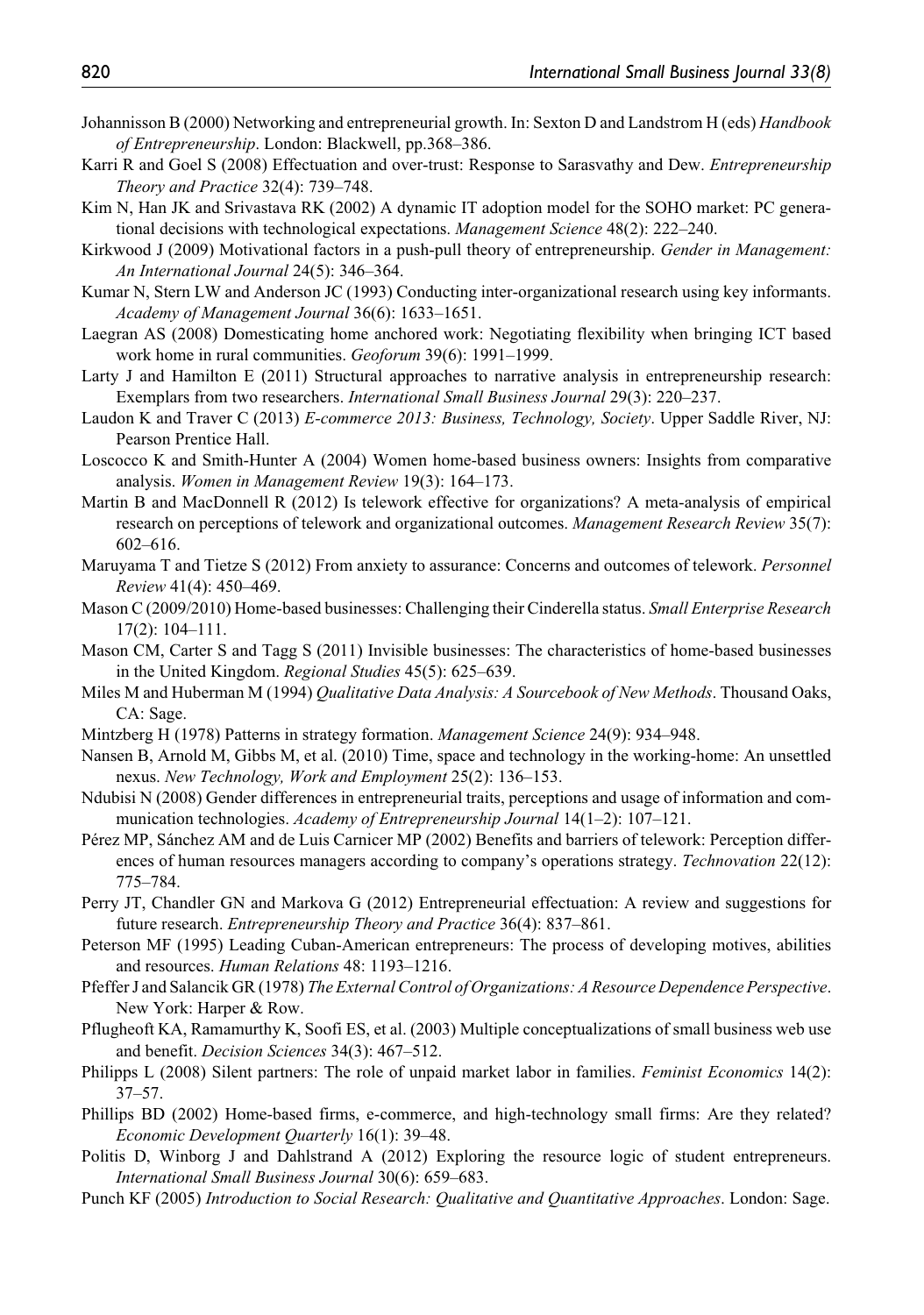Johannisson B (2000) Networking and entrepreneurial growth. In: Sexton D and Landstrom H (eds) *Handbook of Entrepreneurship*. London: Blackwell, pp.368–386.

Karri R and Goel S (2008) Effectuation and over-trust: Response to Sarasvathy and Dew. *Entrepreneurship Theory and Practice* 32(4): 739–748.

Kim N, Han JK and Srivastava RK (2002) A dynamic IT adoption model for the SOHO market: PC generational decisions with technological expectations. *Management Science* 48(2): 222–240.

Kirkwood J (2009) Motivational factors in a push-pull theory of entrepreneurship. *Gender in Management: An International Journal* 24(5): 346–364.

Kumar N, Stern LW and Anderson JC (1993) Conducting inter-organizational research using key informants. *Academy of Management Journal* 36(6): 1633–1651.

Laegran AS (2008) Domesticating home anchored work: Negotiating flexibility when bringing ICT based work home in rural communities. *Geoforum* 39(6): 1991–1999.

Larty J and Hamilton E (2011) Structural approaches to narrative analysis in entrepreneurship research: Exemplars from two researchers. *International Small Business Journal* 29(3): 220–237.

Laudon K and Traver C (2013) *E-commerce 2013: Business, Technology, Society*. Upper Saddle River, NJ: Pearson Prentice Hall.

Loscocco K and Smith-Hunter A (2004) Women home-based business owners: Insights from comparative analysis. *Women in Management Review* 19(3): 164–173.

Martin B and MacDonnell R (2012) Is telework effective for organizations? A meta-analysis of empirical research on perceptions of telework and organizational outcomes. *Management Research Review* 35(7): 602–616.

Maruyama T and Tietze S (2012) From anxiety to assurance: Concerns and outcomes of telework. *Personnel Review* 41(4): 450–469.

Mason C (2009/2010) Home-based businesses: Challenging their Cinderella status. *Small Enterprise Research* 17(2): 104–111.

Mason CM, Carter S and Tagg S (2011) Invisible businesses: The characteristics of home-based businesses in the United Kingdom. *Regional Studies* 45(5): 625–639.

Miles M and Huberman M (1994) *Qualitative Data Analysis: A Sourcebook of New Methods*. Thousand Oaks, CA: Sage.

Mintzberg H (1978) Patterns in strategy formation. *Management Science* 24(9): 934–948.

Nansen B, Arnold M, Gibbs M, et al. (2010) Time, space and technology in the working-home: An unsettled nexus. *New Technology, Work and Employment* 25(2): 136–153.

Ndubisi N (2008) Gender differences in entrepreneurial traits, perceptions and usage of information and communication technologies. *Academy of Entrepreneurship Journal* 14(1–2): 107–121.

Pérez MP, Sánchez AM and de Luis Carnicer MP (2002) Benefits and barriers of telework: Perception differences of human resources managers according to company's operations strategy. *Technovation* 22(12): 775–784.

Perry JT, Chandler GN and Markova G (2012) Entrepreneurial effectuation: A review and suggestions for future research. *Entrepreneurship Theory and Practice* 36(4): 837–861.

Peterson MF (1995) Leading Cuban-American entrepreneurs: The process of developing motives, abilities and resources. *Human Relations* 48: 1193–1216.

Pfeffer J and Salancik GR (1978) *The External Control of Organizations: A Resource Dependence Perspective*. New York: Harper & Row.

Pflugheoft KA, Ramamurthy K, Soofi ES, et al. (2003) Multiple conceptualizations of small business web use and benefit. *Decision Sciences* 34(3): 467–512.

Philipps L (2008) Silent partners: The role of unpaid market labor in families. *Feminist Economics* 14(2): 37–57.

Phillips BD (2002) Home-based firms, e-commerce, and high-technology small firms: Are they related? *Economic Development Quarterly* 16(1): 39–48.

Politis D, Winborg J and Dahlstrand A (2012) Exploring the resource logic of student entrepreneurs. *International Small Business Journal* 30(6): 659–683.

Punch KF (2005) *Introduction to Social Research: Qualitative and Quantitative Approaches*. London: Sage.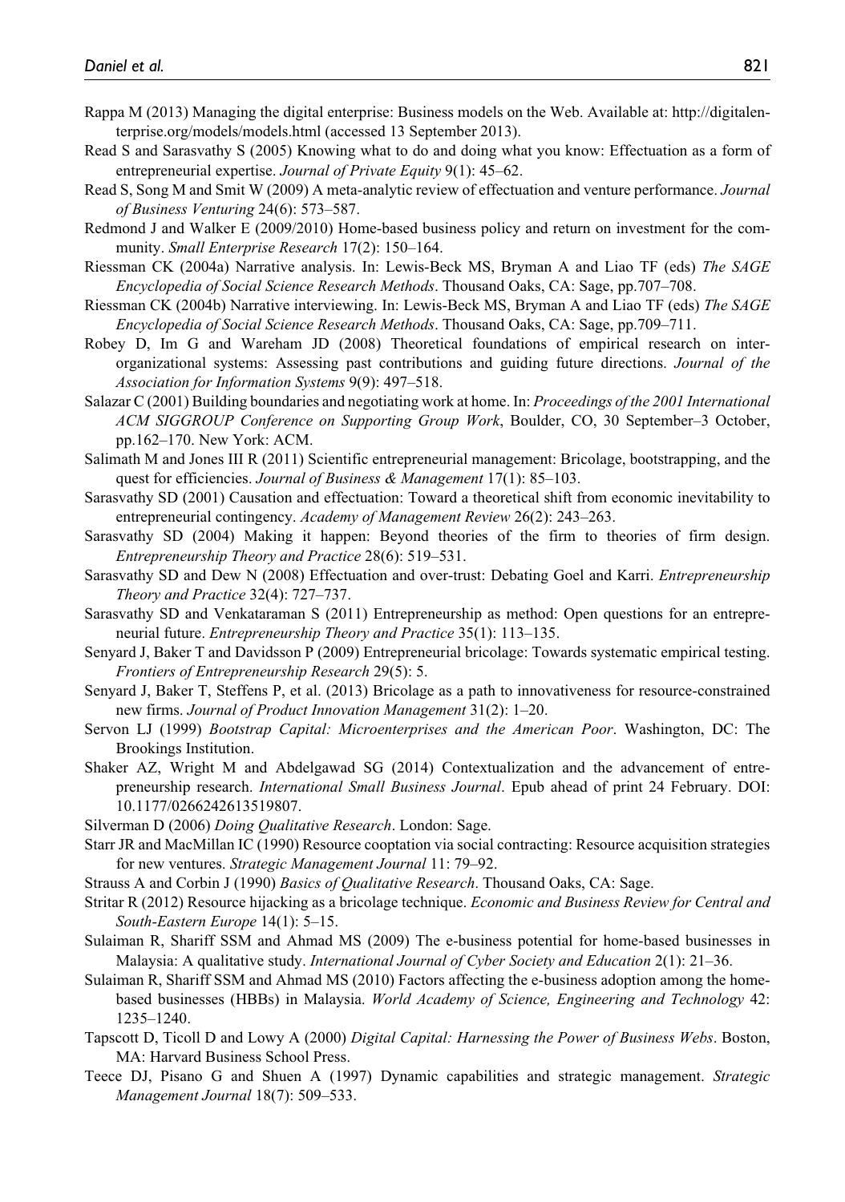Rappa M (2013) Managing the digital enterprise: Business models on the Web. Available at: http://digitalenterprise.org/models/models.html (accessed 13 September 2013).

Read S and Sarasvathy S (2005) Knowing what to do and doing what you know: Effectuation as a form of entrepreneurial expertise. *Journal of Private Equity* 9(1): 45–62.

Read S, Song M and Smit W (2009) A meta-analytic review of effectuation and venture performance. *Journal of Business Venturing* 24(6): 573–587.

Redmond J and Walker E (2009/2010) Home-based business policy and return on investment for the community. *Small Enterprise Research* 17(2): 150–164.

Riessman CK (2004a) Narrative analysis. In: Lewis-Beck MS, Bryman A and Liao TF (eds) *The SAGE Encyclopedia of Social Science Research Methods*. Thousand Oaks, CA: Sage, pp.707–708.

Riessman CK (2004b) Narrative interviewing. In: Lewis-Beck MS, Bryman A and Liao TF (eds) *The SAGE Encyclopedia of Social Science Research Methods*. Thousand Oaks, CA: Sage, pp.709–711.

Robey D, Im G and Wareham JD (2008) Theoretical foundations of empirical research on inter-organizational systems: Assessing past contributions and guiding future directions. *Journal of the Association for Information Systems* 9(9): 497–518.

Salazar C (2001) Building boundaries and negotiating work at home. In: *Proceedings of the 2001 International ACM SIGGROUP Conference on Supporting Group Work*, Boulder, CO, 30 September–3 October, pp.162–170. New York: ACM.

Salimath M and Jones III R (2011) Scientific entrepreneurial management: Bricolage, bootstrapping, and the quest for efficiencies. *Journal of Business & Management* 17(1): 85–103.

Sarasvathy SD (2001) Causation and effectuation: Toward a theoretical shift from economic inevitability to entrepreneurial contingency. *Academy of Management Review* 26(2): 243–263.

Sarasvathy SD (2004) Making it happen: Beyond theories of the firm to theories of firm design. *Entrepreneurship Theory and Practice* 28(6): 519–531.

Sarasvathy SD and Dew N (2008) Effectuation and over-trust: Debating Goel and Karri. *Entrepreneurship Theory and Practice* 32(4): 727–737.

Sarasvathy SD and Venkataraman S (2011) Entrepreneurship as method: Open questions for an entrepreneurial future. *Entrepreneurship Theory and Practice* 35(1): 113–135.

Senyard J, Baker T and Davidsson P (2009) Entrepreneurial bricolage: Towards systematic empirical testing. *Frontiers of Entrepreneurship Research* 29(5): 5.

Senyard J, Baker T, Steffens P, et al. (2013) Bricolage as a path to innovativeness for resource-constrained new firms. *Journal of Product Innovation Management* 31(2): 1–20.

Servon LJ (1999) *Bootstrap Capital: Microenterprises and the American Poor*. Washington, DC: The Brookings Institution.

Shaker AZ, Wright M and Abdelgawad SG (2014) Contextualization and the advancement of entrepreneurship research. *International Small Business Journal*. Epub ahead of print 24 February. DOI: 10.1177/0266242613519807.

Silverman D (2006) *Doing Qualitative Research*. London: Sage.

Starr JR and MacMillan IC (1990) Resource cooptation via social contracting: Resource acquisition strategies for new ventures. *Strategic Management Journal* 11: 79–92.

Strauss A and Corbin J (1990) *Basics of Qualitative Research*. Thousand Oaks, CA: Sage.

Stritar R (2012) Resource hijacking as a bricolage technique. *Economic and Business Review for Central and South-Eastern Europe* 14(1): 5–15.

Sulaiman R, Shariff SSM and Ahmad MS (2009) The e-business potential for home-based businesses in Malaysia: A qualitative study. *International Journal of Cyber Society and Education* 2(1): 21–36.

Sulaiman R, Shariff SSM and Ahmad MS (2010) Factors affecting the e-business adoption among the home-based businesses (HBBs) in Malaysia. *World Academy of Science, Engineering and Technology* 42: 1235–1240.

Tapscott D, Ticoll D and Lowy A (2000) *Digital Capital: Harnessing the Power of Business Webs*. Boston, MA: Harvard Business School Press.

Teece DJ, Pisano G and Shuen A (1997) Dynamic capabilities and strategic management. *Strategic Management Journal* 18(7): 509–533.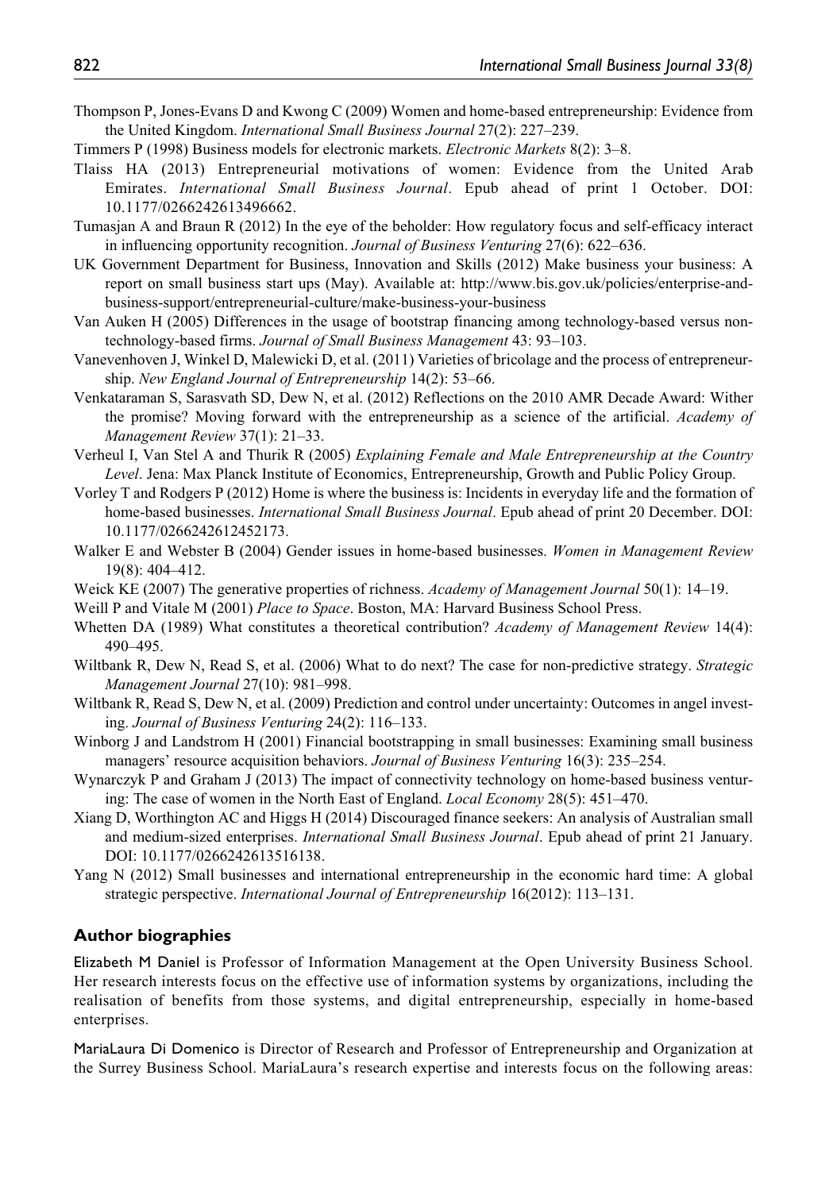Thompson P, Jones-Evans D and Kwong C (2009) Women and home-based entrepreneurship: Evidence from the United Kingdom. *International Small Business Journal* 27(2): 227–239.

Timmers P (1998) Business models for electronic markets. *Electronic Markets* 8(2): 3–8.

Tlaiss HA (2013) Entrepreneurial motivations of women: Evidence from the United Arab Emirates. *International Small Business Journal*. Epub ahead of print 1 October. DOI: 10.1177/0266242613496662.

Tumasjan A and Braun R (2012) In the eye of the beholder: How regulatory focus and self-efficacy interact in influencing opportunity recognition. *Journal of Business Venturing* 27(6): 622–636.

UK Government Department for Business, Innovation and Skills (2012) Make business your business: A report on small business start ups (May). Available at: http://www.bis.gov.uk/policies/enterprise-and-business-support/entrepreneurial-culture/make-business-your-business

Van Auken H (2005) Differences in the usage of bootstrap financing among technology-based versus non-technology-based firms. *Journal of Small Business Management* 43: 93–103.

Vanevenhoven J, Winkel D, Malewicki D, et al. (2011) Varieties of bricolage and the process of entrepreneurship. *New England Journal of Entrepreneurship* 14(2): 53–66.

Venkataraman S, Sarasvath SD, Dew N, et al. (2012) Reflections on the 2010 AMR Decade Award: Wither the promise? Moving forward with the entrepreneurship as a science of the artificial. *Academy of Management Review* 37(1): 21–33.

Verheul I, Van Stel A and Thurik R (2005) *Explaining Female and Male Entrepreneurship at the Country Level*. Jena: Max Planck Institute of Economics, Entrepreneurship, Growth and Public Policy Group.

Vorley T and Rodgers P (2012) Home is where the business is: Incidents in everyday life and the formation of home-based businesses. *International Small Business Journal*. Epub ahead of print 20 December. DOI: 10.1177/0266242612452173.

Walker E and Webster B (2004) Gender issues in home-based businesses. *Women in Management Review* 19(8): 404–412.

Weick KE (2007) The generative properties of richness. *Academy of Management Journal* 50(1): 14–19.

Weill P and Vitale M (2001) *Place to Space*. Boston, MA: Harvard Business School Press.

Whetten DA (1989) What constitutes a theoretical contribution? *Academy of Management Review* 14(4): 490–495.

Wiltbank R, Dew N, Read S, et al. (2006) What to do next? The case for non-predictive strategy. *Strategic Management Journal* 27(10): 981–998.

Wiltbank R, Read S, Dew N, et al. (2009) Prediction and control under uncertainty: Outcomes in angel investing. *Journal of Business Venturing* 24(2): 116–133.

Winborg J and Landstrom H (2001) Financial bootstrapping in small businesses: Examining small business managers' resource acquisition behaviors. *Journal of Business Venturing* 16(3): 235–254.

Wynarczyk P and Graham J (2013) The impact of connectivity technology on home-based business venturing: The case of women in the North East of England. *Local Economy* 28(5): 451–470.

Xiang D, Worthington AC and Higgs H (2014) Discouraged finance seekers: An analysis of Australian small and medium-sized enterprises. *International Small Business Journal*. Epub ahead of print 21 January. DOI: 10.1177/0266242613516138.

Yang N (2012) Small businesses and international entrepreneurship in the economic hard time: A global strategic perspective. *International Journal of Entrepreneurship* 16(2012): 113–131.

## Author biographies

**Elizabeth M Daniel** is Professor of Information Management at the Open University Business School. Her research interests focus on the effective use of information systems by organizations, including the realisation of benefits from those systems, and digital entrepreneurship, especially in home-based enterprises.

**MariaLaura Di Domenico** is Director of Research and Professor of Entrepreneurship and Organization at the Surrey Business School. MariaLaura's research expertise and interests focus on the following areas: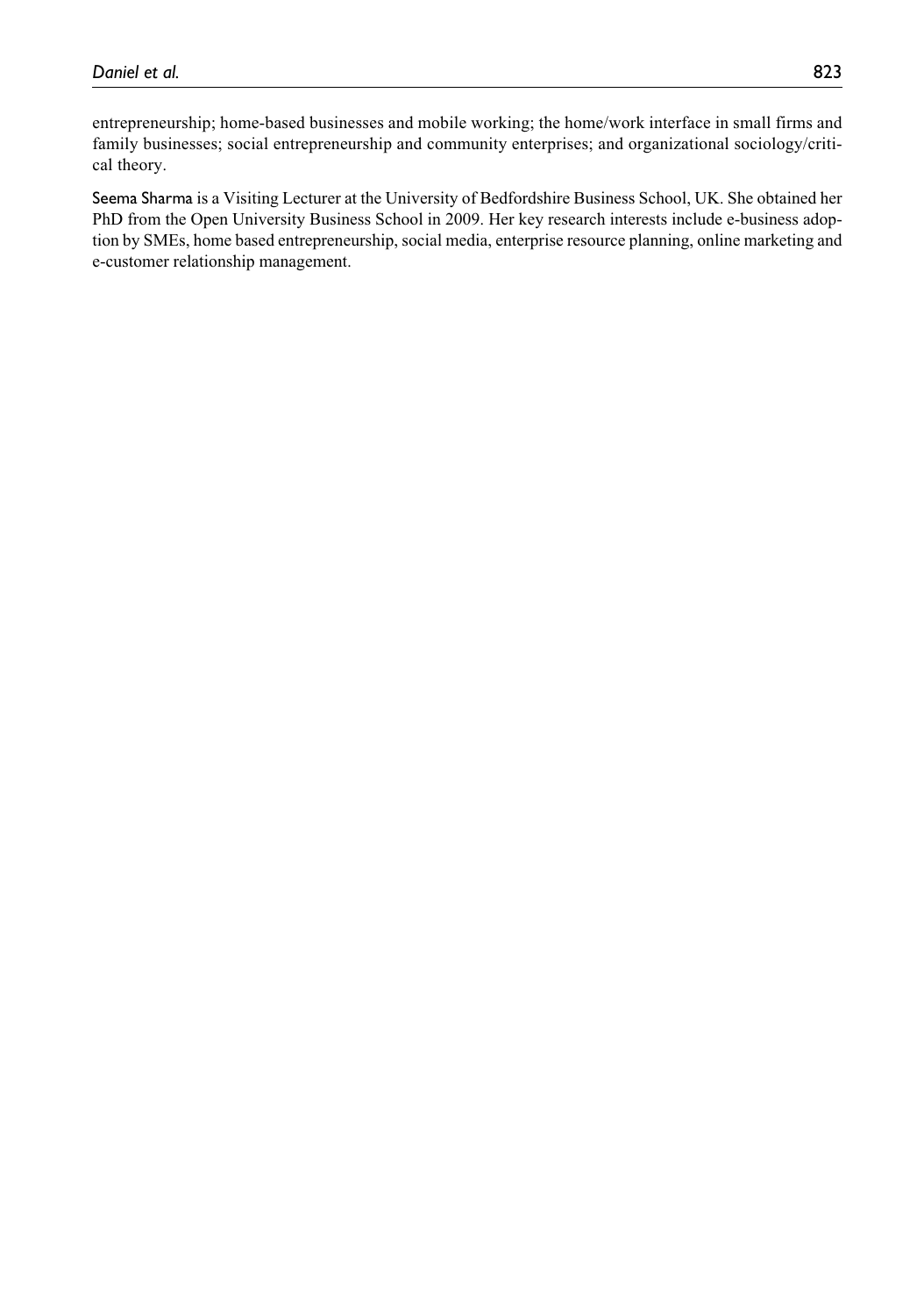entrepreneurship; home-based businesses and mobile working; the home/work interface in small firms and family businesses; social entrepreneurship and community enterprises; and organizational sociology/critical theory.

**Seema Sharma** is a Visiting Lecturer at the University of Bedfordshire Business School, UK. She obtained her PhD from the Open University Business School in 2009. Her key research interests include e-business adoption by SMEs, home based entrepreneurship, social media, enterprise resource planning, online marketing and e-customer relationship management.